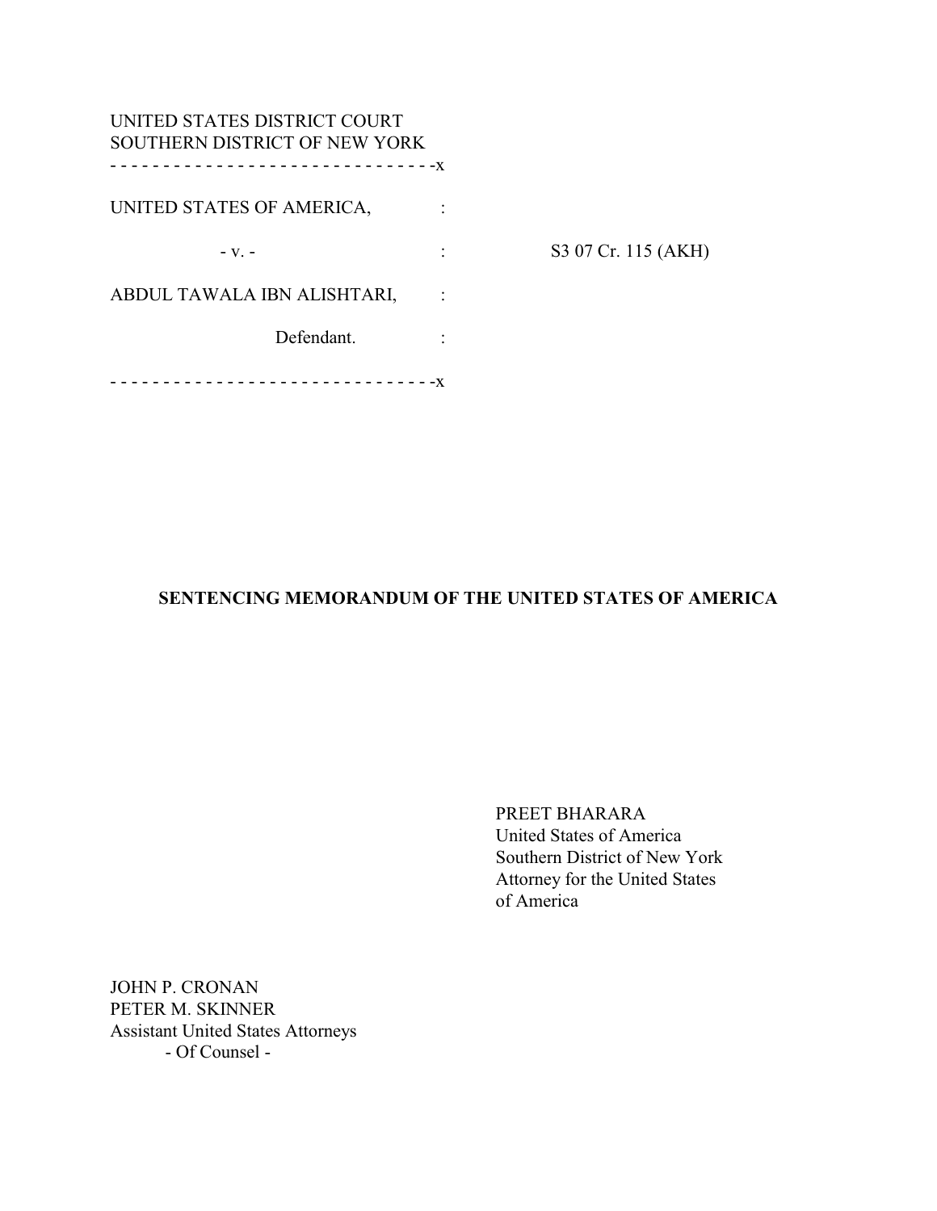UNITED STATES DISTRICT COURT
SOUTHERN DISTRICT OF NEW YORK

- - - - - - - - - - - - - - - - - - - - - - - - - - - - - - -x

UNITED STATES OF AMERICA, :

- v. - : S3 07 Cr. 115 (AKH)

ABDUL TAWALA IBN ALISHTARI, :

Defendant. :

- - - - - - - - - - - - - - - - - - - - - - - - - - - - - - -x

**SENTENCING MEMORANDUM OF THE UNITED STATES OF AMERICA**

PREET BHARARA
United States of America
Southern District of New York
Attorney for the United States
of America

JOHN P. CRONAN
PETER M. SKINNER
Assistant United States Attorneys
- Of Counsel -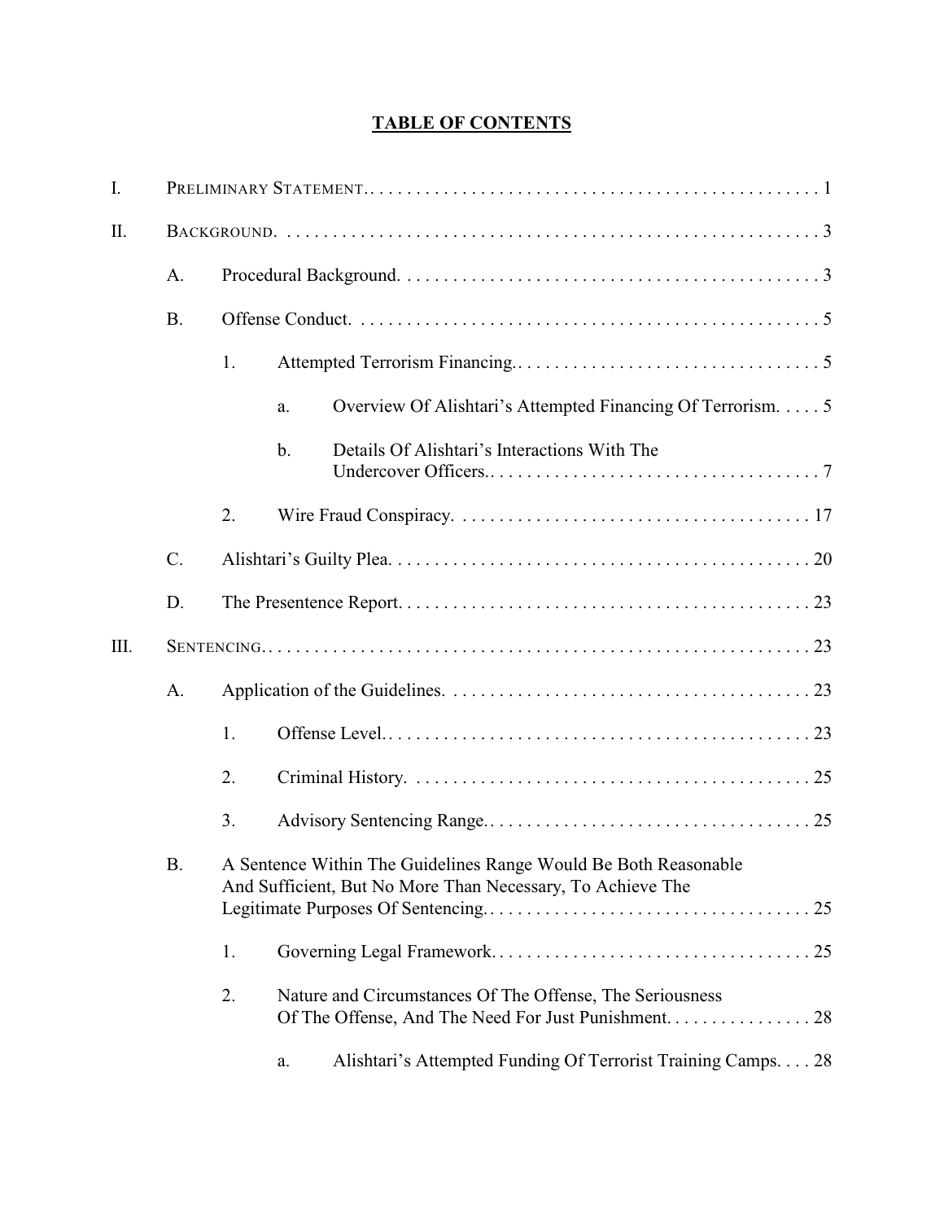# TABLE OF CONTENTS

I. PRELIMINARY STATEMENT.......... 1

II. BACKGROUND.......... 3

- A. Procedural Background.......... 3
- B. Offense Conduct.......... 5
  - 1. Attempted Terrorism Financing.......... 5
    - a. Overview Of Alishtari's Attempted Financing Of Terrorism.......... 5
    - b. Details Of Alishtari's Interactions With The Undercover Officers.......... 7
  - 2. Wire Fraud Conspiracy.......... 17
- C. Alishtari's Guilty Plea.......... 20
- D. The Presentence Report.......... 23

III. SENTENCING.......... 23

- A. Application of the Guidelines.......... 23
  - 1. Offense Level.......... 23
  - 2. Criminal History.......... 25
  - 3. Advisory Sentencing Range.......... 25
- B. A Sentence Within The Guidelines Range Would Be Both Reasonable And Sufficient, But No More Than Necessary, To Achieve The Legitimate Purposes Of Sentencing.......... 25
  - 1. Governing Legal Framework.......... 25
  - 2. Nature and Circumstances Of The Offense, The Seriousness Of The Offense, And The Need For Just Punishment.......... 28
    - a. Alishtari's Attempted Funding Of Terrorist Training Camps.......... 28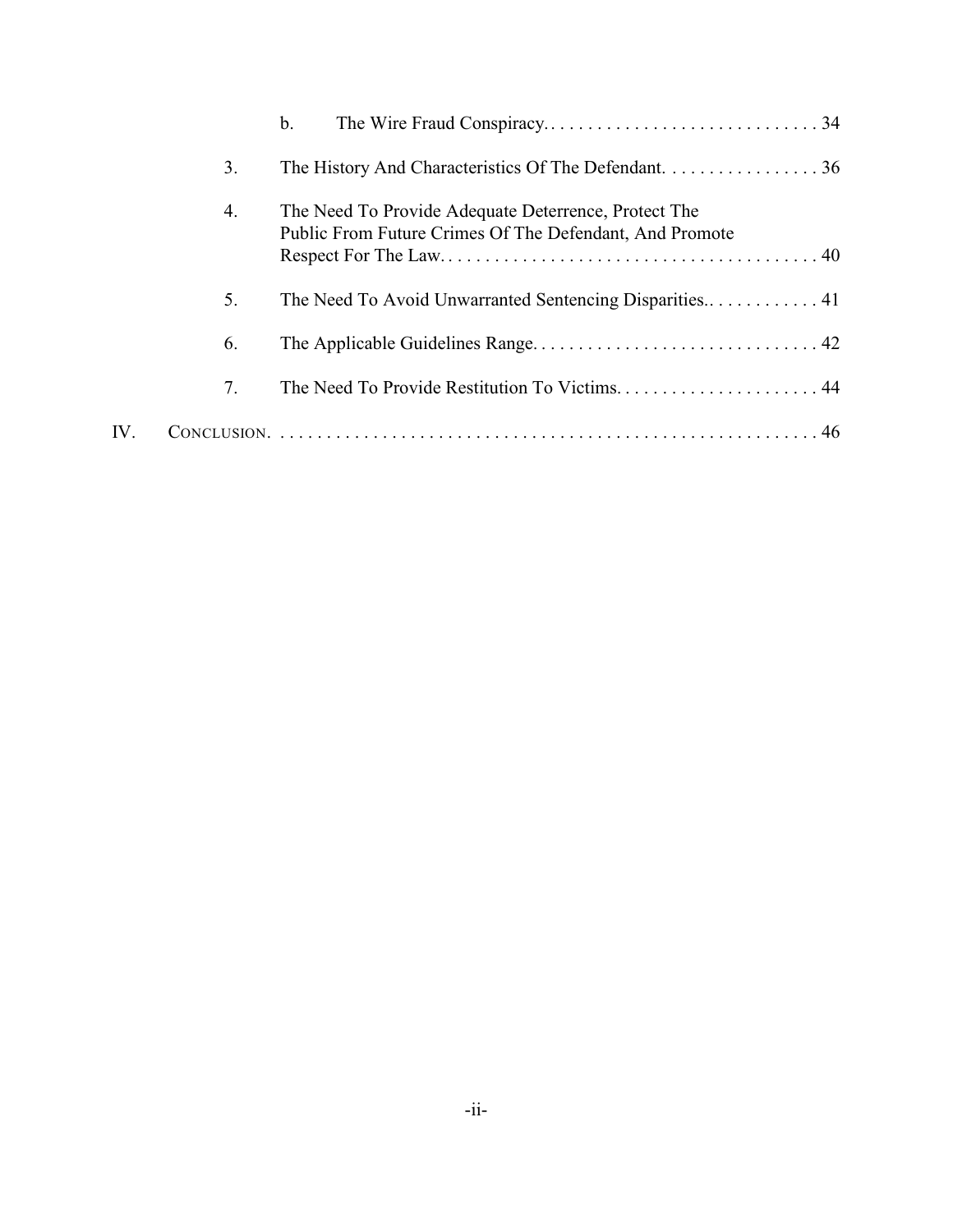b. The Wire Fraud Conspiracy. . . . . . . . . . . . . . . . . . . . . . . . . . . . . . 34

3. The History And Characteristics Of The Defendant. . . . . . . . . . . . . . . . . 36

4. The Need To Provide Adequate Deterrence, Protect The Public From Future Crimes Of The Defendant, And Promote Respect For The Law. . . . . . . . . . . . . . . . . . . . . . . . . . . . . . . . . . . . . . . . . 40

5. The Need To Avoid Unwarranted Sentencing Disparities.. . . . . . . . . . . . 41

6. The Applicable Guidelines Range. . . . . . . . . . . . . . . . . . . . . . . . . . . . . . . 42

7. The Need To Provide Restitution To Victims. . . . . . . . . . . . . . . . . . . . . . 44

IV. CONCLUSION. . . . . . . . . . . . . . . . . . . . . . . . . . . . . . . . . . . . . . . . . . . . . . . . . . . . . . . . . . . 46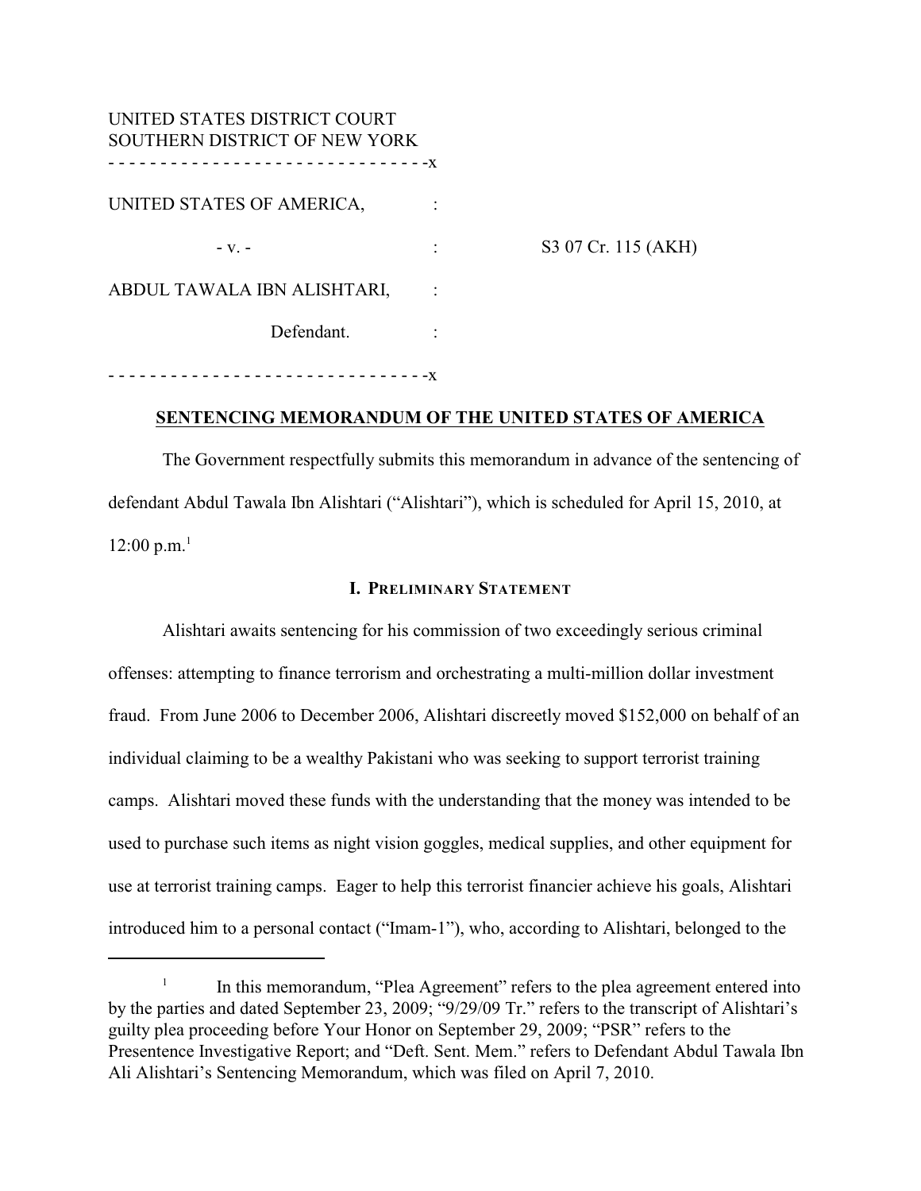UNITED STATES DISTRICT COURT
SOUTHERN DISTRICT OF NEW YORK
- - - - - - - - - - - - - - - - - - - - - - - - - - - - - - -x

UNITED STATES OF AMERICA, :

- v. - : S3 07 Cr. 115 (AKH)

ABDUL TAWALA IBN ALISHTARI, :

Defendant. :

- - - - - - - - - - - - - - - - - - - - - - - - - - - - - - -x

## SENTENCING MEMORANDUM OF THE UNITED STATES OF AMERICA

The Government respectfully submits this memorandum in advance of the sentencing of defendant Abdul Tawala Ibn Alishtari ("Alishtari"), which is scheduled for April 15, 2010, at 12:00 p.m.[1]

### I. PRELIMINARY STATEMENT

Alishtari awaits sentencing for his commission of two exceedingly serious criminal offenses: attempting to finance terrorism and orchestrating a multi-million dollar investment fraud. From June 2006 to December 2006, Alishtari discreetly moved $152,000 on behalf of an individual claiming to be a wealthy Pakistani who was seeking to support terrorist training camps. Alishtari moved these funds with the understanding that the money was intended to be used to purchase such items as night vision goggles, medical supplies, and other equipment for use at terrorist training camps. Eager to help this terrorist financier achieve his goals, Alishtari introduced him to a personal contact ("Imam-1"), who, according to Alishtari, belonged to the

---

[1] In this memorandum, "Plea Agreement" refers to the plea agreement entered into by the parties and dated September 23, 2009; "9/29/09 Tr." refers to the transcript of Alishtari's guilty plea proceeding before Your Honor on September 29, 2009; "PSR" refers to the Presentence Investigative Report; and "Deft. Sent. Mem." refers to Defendant Abdul Tawala Ibn Ali Alishtari's Sentencing Memorandum, which was filed on April 7, 2010.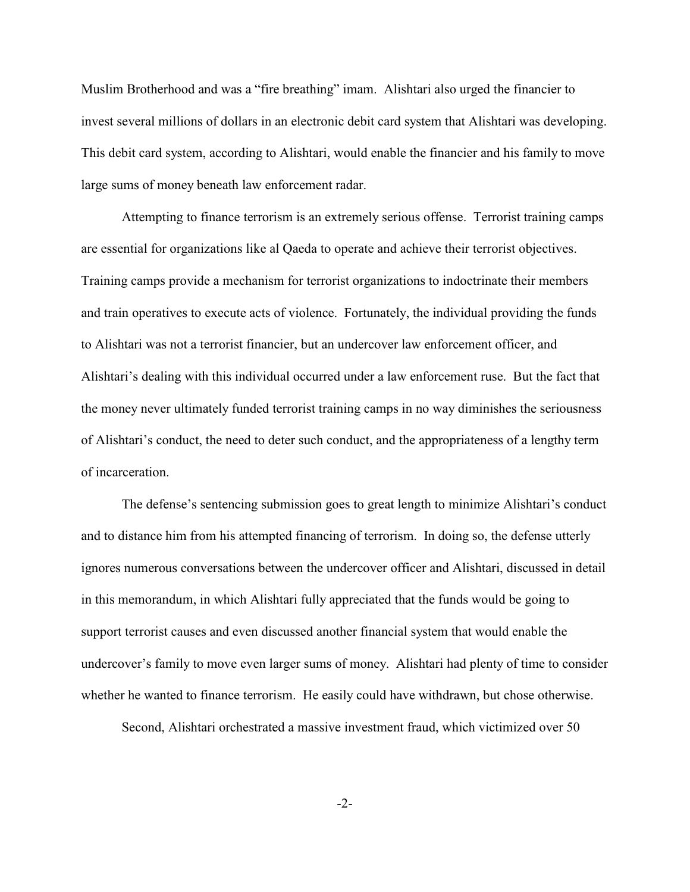Muslim Brotherhood and was a "fire breathing" imam. Alishtari also urged the financier to invest several millions of dollars in an electronic debit card system that Alishtari was developing. This debit card system, according to Alishtari, would enable the financier and his family to move large sums of money beneath law enforcement radar.

Attempting to finance terrorism is an extremely serious offense. Terrorist training camps are essential for organizations like al Qaeda to operate and achieve their terrorist objectives. Training camps provide a mechanism for terrorist organizations to indoctrinate their members and train operatives to execute acts of violence. Fortunately, the individual providing the funds to Alishtari was not a terrorist financier, but an undercover law enforcement officer, and Alishtari's dealing with this individual occurred under a law enforcement ruse. But the fact that the money never ultimately funded terrorist training camps in no way diminishes the seriousness of Alishtari's conduct, the need to deter such conduct, and the appropriateness of a lengthy term of incarceration.

The defense's sentencing submission goes to great length to minimize Alishtari's conduct and to distance him from his attempted financing of terrorism. In doing so, the defense utterly ignores numerous conversations between the undercover officer and Alishtari, discussed in detail in this memorandum, in which Alishtari fully appreciated that the funds would be going to support terrorist causes and even discussed another financial system that would enable the undercover's family to move even larger sums of money. Alishtari had plenty of time to consider whether he wanted to finance terrorism. He easily could have withdrawn, but chose otherwise.

Second, Alishtari orchestrated a massive investment fraud, which victimized over 50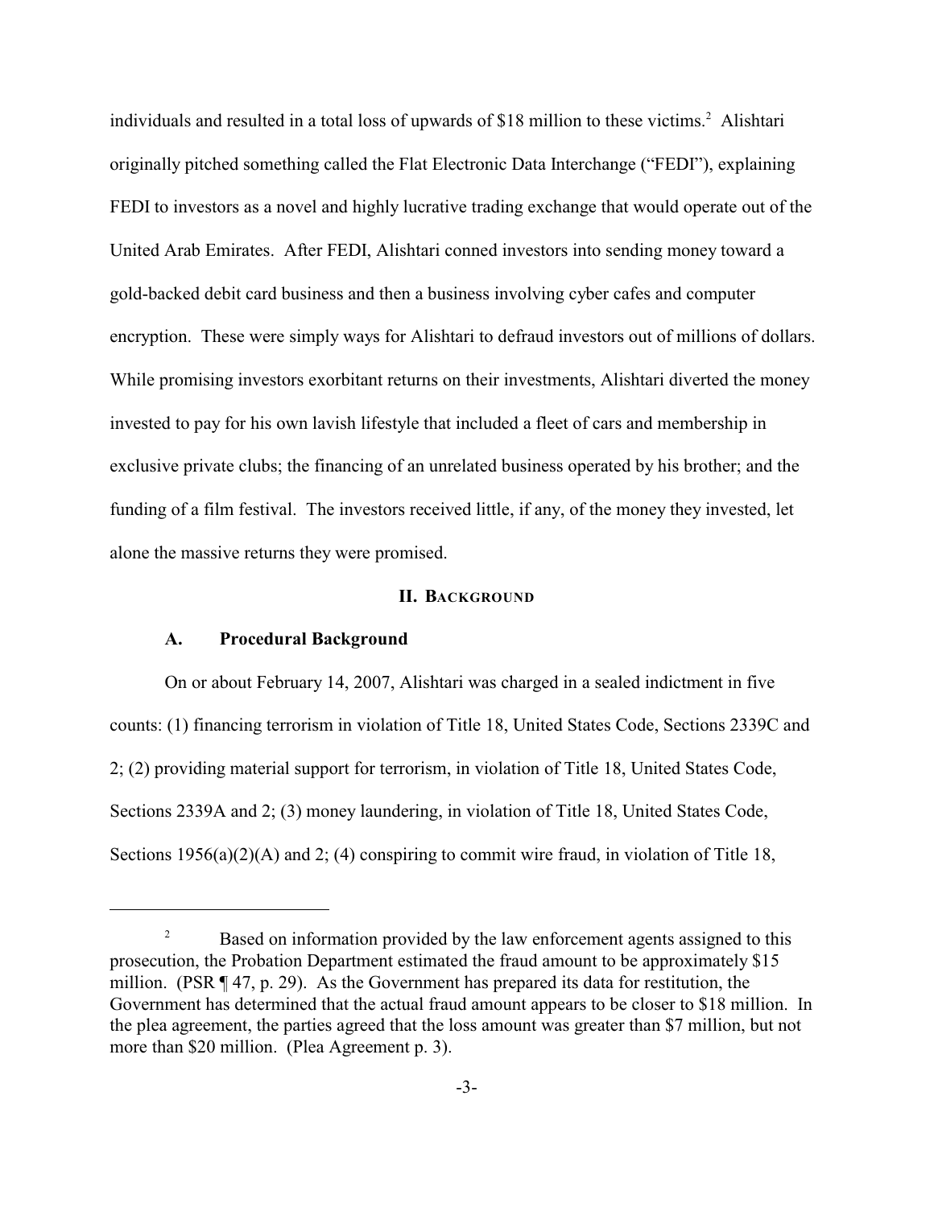individuals and resulted in a total loss of upwards of $18 million to these victims.[2] Alishtari originally pitched something called the Flat Electronic Data Interchange ("FEDI"), explaining FEDI to investors as a novel and highly lucrative trading exchange that would operate out of the United Arab Emirates. After FEDI, Alishtari conned investors into sending money toward a gold-backed debit card business and then a business involving cyber cafes and computer encryption. These were simply ways for Alishtari to defraud investors out of millions of dollars. While promising investors exorbitant returns on their investments, Alishtari diverted the money invested to pay for his own lavish lifestyle that included a fleet of cars and membership in exclusive private clubs; the financing of an unrelated business operated by his brother; and the funding of a film festival. The investors received little, if any, of the money they invested, let alone the massive returns they were promised.

## II. BACKGROUND

### A. Procedural Background

On or about February 14, 2007, Alishtari was charged in a sealed indictment in five counts: (1) financing terrorism in violation of Title 18, United States Code, Sections 2339C and 2; (2) providing material support for terrorism, in violation of Title 18, United States Code, Sections 2339A and 2; (3) money laundering, in violation of Title 18, United States Code, Sections 1956(a)(2)(A) and 2; (4) conspiring to commit wire fraud, in violation of Title 18,

---

[2] Based on information provided by the law enforcement agents assigned to this prosecution, the Probation Department estimated the fraud amount to be approximately $15 million. (PSR ¶ 47, p. 29). As the Government has prepared its data for restitution, the Government has determined that the actual fraud amount appears to be closer to $18 million. In the plea agreement, the parties agreed that the loss amount was greater than $7 million, but not more than $20 million. (Plea Agreement p. 3).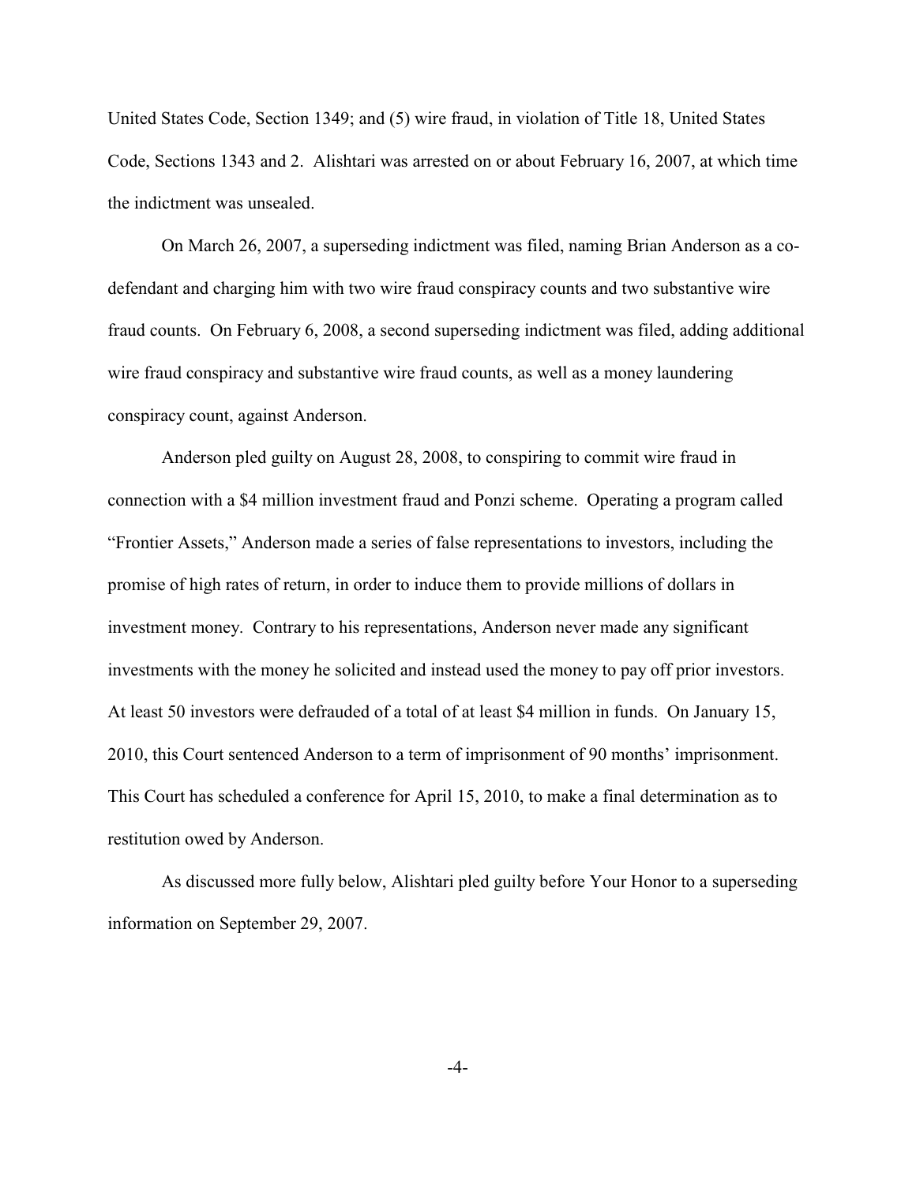United States Code, Section 1349; and (5) wire fraud, in violation of Title 18, United States Code, Sections 1343 and 2. Alishtari was arrested on or about February 16, 2007, at which time the indictment was unsealed.

On March 26, 2007, a superseding indictment was filed, naming Brian Anderson as a co-defendant and charging him with two wire fraud conspiracy counts and two substantive wire fraud counts. On February 6, 2008, a second superseding indictment was filed, adding additional wire fraud conspiracy and substantive wire fraud counts, as well as a money laundering conspiracy count, against Anderson.

Anderson pled guilty on August 28, 2008, to conspiring to commit wire fraud in connection with a $4 million investment fraud and Ponzi scheme. Operating a program called "Frontier Assets," Anderson made a series of false representations to investors, including the promise of high rates of return, in order to induce them to provide millions of dollars in investment money. Contrary to his representations, Anderson never made any significant investments with the money he solicited and instead used the money to pay off prior investors. At least 50 investors were defrauded of a total of at least $4 million in funds. On January 15, 2010, this Court sentenced Anderson to a term of imprisonment of 90 months' imprisonment. This Court has scheduled a conference for April 15, 2010, to make a final determination as to restitution owed by Anderson.

As discussed more fully below, Alishtari pled guilty before Your Honor to a superseding information on September 29, 2007.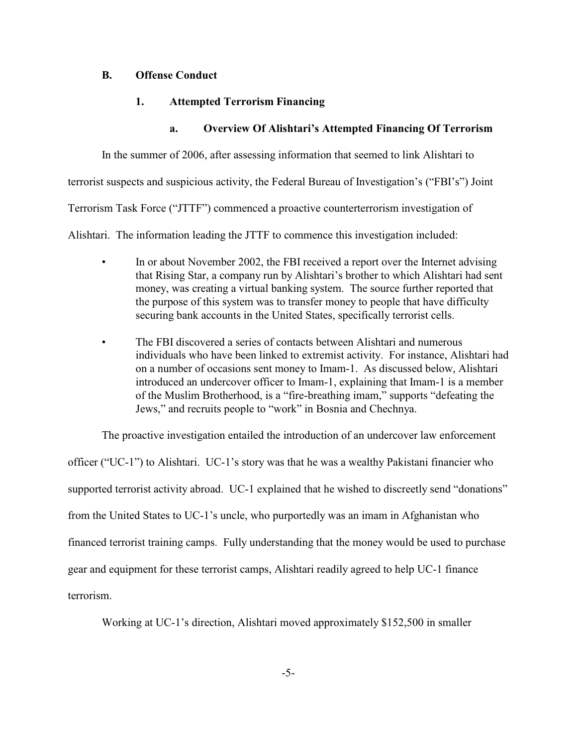## B. Offense Conduct

### 1. Attempted Terrorism Financing

#### a. Overview Of Alishtari's Attempted Financing Of Terrorism

In the summer of 2006, after assessing information that seemed to link Alishtari to terrorist suspects and suspicious activity, the Federal Bureau of Investigation's ("FBI's") Joint Terrorism Task Force ("JTTF") commenced a proactive counterterrorism investigation of Alishtari. The information leading the JTTF to commence this investigation included:

- In or about November 2002, the FBI received a report over the Internet advising that Rising Star, a company run by Alishtari's brother to which Alishtari had sent money, was creating a virtual banking system. The source further reported that the purpose of this system was to transfer money to people that have difficulty securing bank accounts in the United States, specifically terrorist cells.
- The FBI discovered a series of contacts between Alishtari and numerous individuals who have been linked to extremist activity. For instance, Alishtari had on a number of occasions sent money to Imam-1. As discussed below, Alishtari introduced an undercover officer to Imam-1, explaining that Imam-1 is a member of the Muslim Brotherhood, is a "fire-breathing imam," supports "defeating the Jews," and recruits people to "work" in Bosnia and Chechnya.

The proactive investigation entailed the introduction of an undercover law enforcement officer ("UC-1") to Alishtari. UC-1's story was that he was a wealthy Pakistani financier who supported terrorist activity abroad. UC-1 explained that he wished to discreetly send "donations" from the United States to UC-1's uncle, who purportedly was an imam in Afghanistan who financed terrorist training camps. Fully understanding that the money would be used to purchase gear and equipment for these terrorist camps, Alishtari readily agreed to help UC-1 finance terrorism.

Working at UC-1's direction, Alishtari moved approximately $152,500 in smaller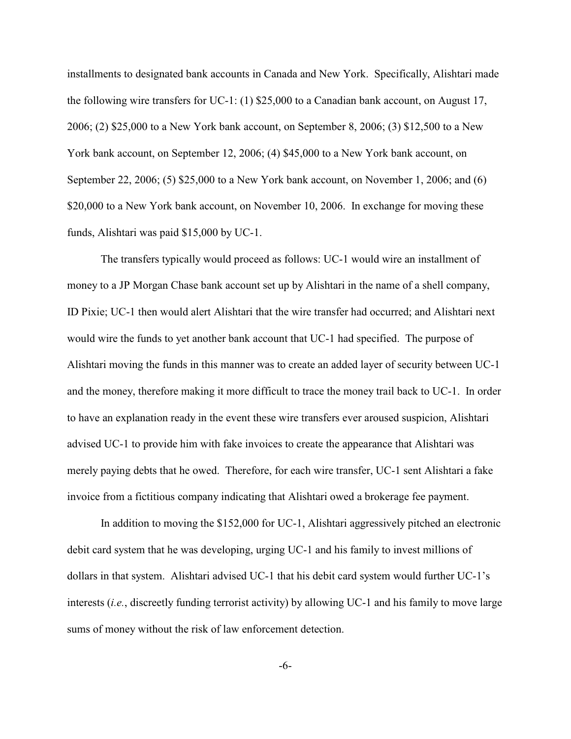installments to designated bank accounts in Canada and New York. Specifically, Alishtari made the following wire transfers for UC-1: (1) $25,000 to a Canadian bank account, on August 17, 2006; (2) $25,000 to a New York bank account, on September 8, 2006; (3) $12,500 to a New York bank account, on September 12, 2006; (4) $45,000 to a New York bank account, on September 22, 2006; (5) $25,000 to a New York bank account, on November 1, 2006; and (6) $20,000 to a New York bank account, on November 10, 2006. In exchange for moving these funds, Alishtari was paid $15,000 by UC-1.

The transfers typically would proceed as follows: UC-1 would wire an installment of money to a JP Morgan Chase bank account set up by Alishtari in the name of a shell company, ID Pixie; UC-1 then would alert Alishtari that the wire transfer had occurred; and Alishtari next would wire the funds to yet another bank account that UC-1 had specified. The purpose of Alishtari moving the funds in this manner was to create an added layer of security between UC-1 and the money, therefore making it more difficult to trace the money trail back to UC-1. In order to have an explanation ready in the event these wire transfers ever aroused suspicion, Alishtari advised UC-1 to provide him with fake invoices to create the appearance that Alishtari was merely paying debts that he owed. Therefore, for each wire transfer, UC-1 sent Alishtari a fake invoice from a fictitious company indicating that Alishtari owed a brokerage fee payment.

In addition to moving the $152,000 for UC-1, Alishtari aggressively pitched an electronic debit card system that he was developing, urging UC-1 and his family to invest millions of dollars in that system. Alishtari advised UC-1 that his debit card system would further UC-1's interests (*i.e.*, discreetly funding terrorist activity) by allowing UC-1 and his family to move large sums of money without the risk of law enforcement detection.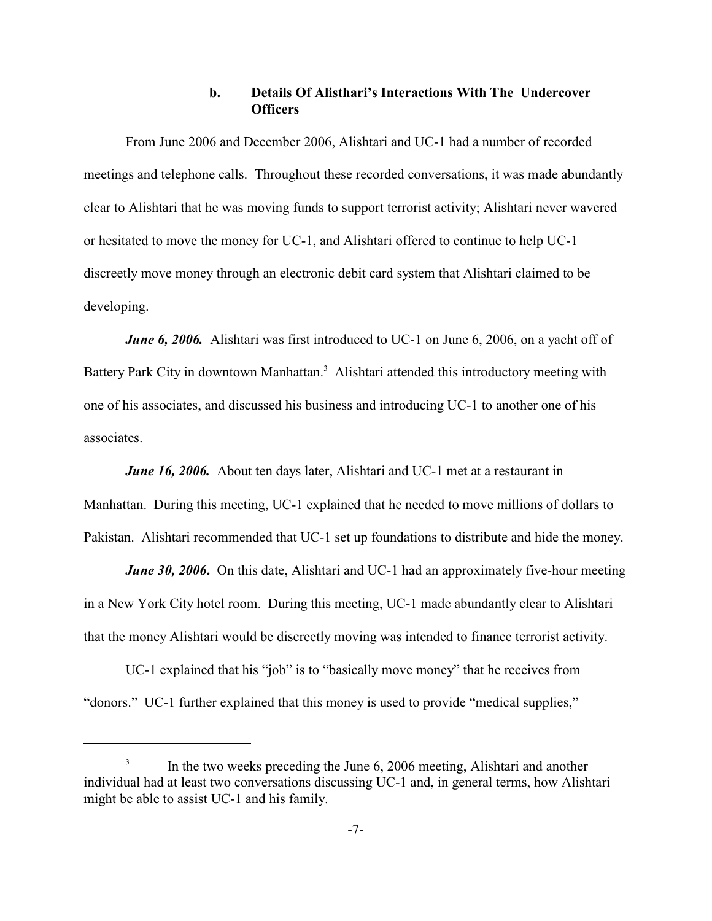### b. Details Of Alisthari's Interactions With The Undercover Officers

From June 2006 and December 2006, Alishtari and UC-1 had a number of recorded meetings and telephone calls. Throughout these recorded conversations, it was made abundantly clear to Alishtari that he was moving funds to support terrorist activity; Alishtari never wavered or hesitated to move the money for UC-1, and Alishtari offered to continue to help UC-1 discreetly move money through an electronic debit card system that Alishtari claimed to be developing.

***June 6, 2006.*** Alishtari was first introduced to UC-1 on June 6, 2006, on a yacht off of Battery Park City in downtown Manhattan.[3] Alishtari attended this introductory meeting with one of his associates, and discussed his business and introducing UC-1 to another one of his associates.

***June 16, 2006.*** About ten days later, Alishtari and UC-1 met at a restaurant in Manhattan. During this meeting, UC-1 explained that he needed to move millions of dollars to Pakistan. Alishtari recommended that UC-1 set up foundations to distribute and hide the money.

***June 30, 2006***. On this date, Alishtari and UC-1 had an approximately five-hour meeting in a New York City hotel room. During this meeting, UC-1 made abundantly clear to Alishtari that the money Alishtari would be discreetly moving was intended to finance terrorist activity.

UC-1 explained that his "job" is to "basically move money" that he receives from "donors." UC-1 further explained that this money is used to provide "medical supplies,"

---

[3] In the two weeks preceding the June 6, 2006 meeting, Alishtari and another individual had at least two conversations discussing UC-1 and, in general terms, how Alishtari might be able to assist UC-1 and his family.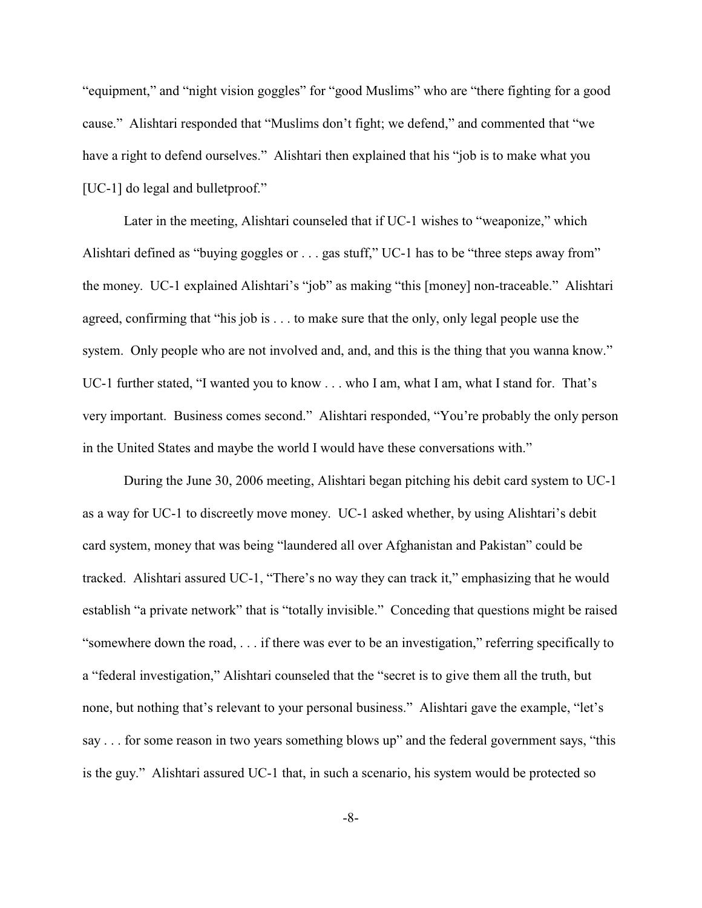"equipment," and "night vision goggles" for "good Muslims" who are "there fighting for a good cause." Alishtari responded that "Muslims don't fight; we defend," and commented that "we have a right to defend ourselves." Alishtari then explained that his "job is to make what you [UC-1] do legal and bulletproof."

Later in the meeting, Alishtari counseled that if UC-1 wishes to "weaponize," which Alishtari defined as "buying goggles or . . . gas stuff," UC-1 has to be "three steps away from" the money. UC-1 explained Alishtari's "job" as making "this [money] non-traceable." Alishtari agreed, confirming that "his job is . . . to make sure that the only, only legal people use the system. Only people who are not involved and, and, and this is the thing that you wanna know." UC-1 further stated, "I wanted you to know . . . who I am, what I am, what I stand for. That's very important. Business comes second." Alishtari responded, "You're probably the only person in the United States and maybe the world I would have these conversations with."

During the June 30, 2006 meeting, Alishtari began pitching his debit card system to UC-1 as a way for UC-1 to discreetly move money. UC-1 asked whether, by using Alishtari's debit card system, money that was being "laundered all over Afghanistan and Pakistan" could be tracked. Alishtari assured UC-1, "There's no way they can track it," emphasizing that he would establish "a private network" that is "totally invisible." Conceding that questions might be raised "somewhere down the road, . . . if there was ever to be an investigation," referring specifically to a "federal investigation," Alishtari counseled that the "secret is to give them all the truth, but none, but nothing that's relevant to your personal business." Alishtari gave the example, "let's say . . . for some reason in two years something blows up" and the federal government says, "this is the guy." Alishtari assured UC-1 that, in such a scenario, his system would be protected so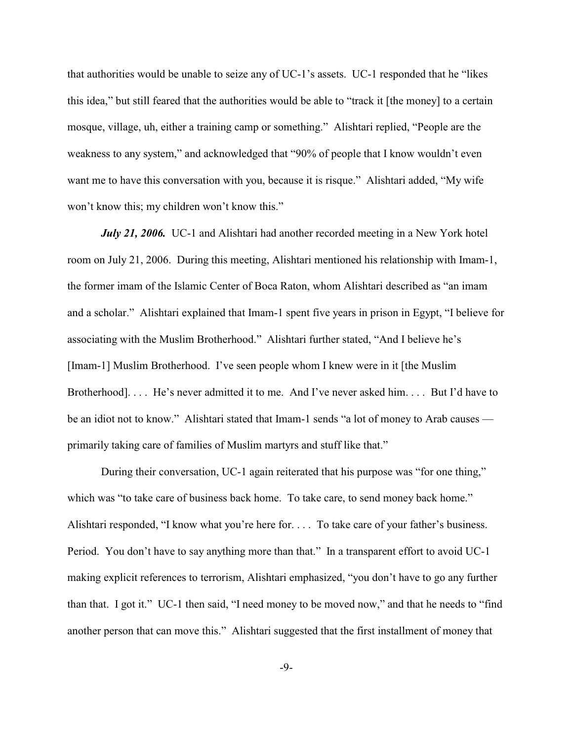that authorities would be unable to seize any of UC-1's assets. UC-1 responded that he "likes this idea," but still feared that the authorities would be able to "track it [the money] to a certain mosque, village, uh, either a training camp or something." Alishtari replied, "People are the weakness to any system," and acknowledged that "90% of people that I know wouldn't even want me to have this conversation with you, because it is risque." Alishtari added, "My wife won't know this; my children won't know this."

***July 21, 2006.*** UC-1 and Alishtari had another recorded meeting in a New York hotel room on July 21, 2006. During this meeting, Alishtari mentioned his relationship with Imam-1, the former imam of the Islamic Center of Boca Raton, whom Alishtari described as "an imam and a scholar." Alishtari explained that Imam-1 spent five years in prison in Egypt, "I believe for associating with the Muslim Brotherhood." Alishtari further stated, "And I believe he's [Imam-1] Muslim Brotherhood. I've seen people whom I knew were in it [the Muslim Brotherhood]. . . . He's never admitted it to me. And I've never asked him. . . . But I'd have to be an idiot not to know." Alishtari stated that Imam-1 sends "a lot of money to Arab causes — primarily taking care of families of Muslim martyrs and stuff like that."

During their conversation, UC-1 again reiterated that his purpose was "for one thing," which was "to take care of business back home. To take care, to send money back home." Alishtari responded, "I know what you're here for. . . . To take care of your father's business. Period. You don't have to say anything more than that." In a transparent effort to avoid UC-1 making explicit references to terrorism, Alishtari emphasized, "you don't have to go any further than that. I got it." UC-1 then said, "I need money to be moved now," and that he needs to "find another person that can move this." Alishtari suggested that the first installment of money that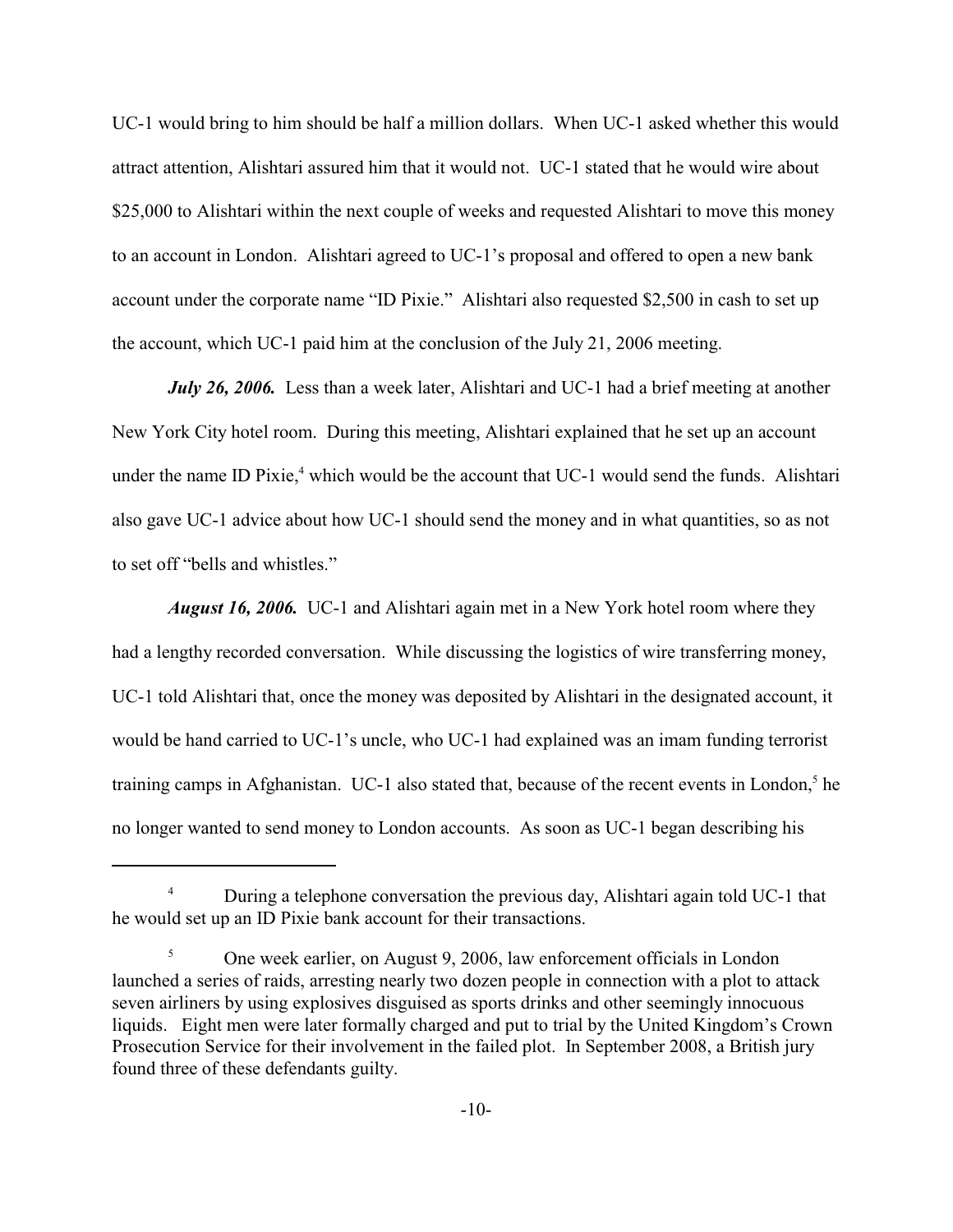UC-1 would bring to him should be half a million dollars. When UC-1 asked whether this would attract attention, Alishtari assured him that it would not. UC-1 stated that he would wire about $25,000 to Alishtari within the next couple of weeks and requested Alishtari to move this money to an account in London. Alishtari agreed to UC-1's proposal and offered to open a new bank account under the corporate name "ID Pixie." Alishtari also requested $2,500 in cash to set up the account, which UC-1 paid him at the conclusion of the July 21, 2006 meeting.

***July 26, 2006.*** Less than a week later, Alishtari and UC-1 had a brief meeting at another New York City hotel room. During this meeting, Alishtari explained that he set up an account under the name ID Pixie,[4] which would be the account that UC-1 would send the funds. Alishtari also gave UC-1 advice about how UC-1 should send the money and in what quantities, so as not to set off "bells and whistles."

***August 16, 2006.*** UC-1 and Alishtari again met in a New York hotel room where they had a lengthy recorded conversation. While discussing the logistics of wire transferring money, UC-1 told Alishtari that, once the money was deposited by Alishtari in the designated account, it would be hand carried to UC-1's uncle, who UC-1 had explained was an imam funding terrorist training camps in Afghanistan. UC-1 also stated that, because of the recent events in London,[5] he no longer wanted to send money to London accounts. As soon as UC-1 began describing his

---

[4] During a telephone conversation the previous day, Alishtari again told UC-1 that he would set up an ID Pixie bank account for their transactions.

[5] One week earlier, on August 9, 2006, law enforcement officials in London launched a series of raids, arresting nearly two dozen people in connection with a plot to attack seven airliners by using explosives disguised as sports drinks and other seemingly innocuous liquids. Eight men were later formally charged and put to trial by the United Kingdom's Crown Prosecution Service for their involvement in the failed plot. In September 2008, a British jury found three of these defendants guilty.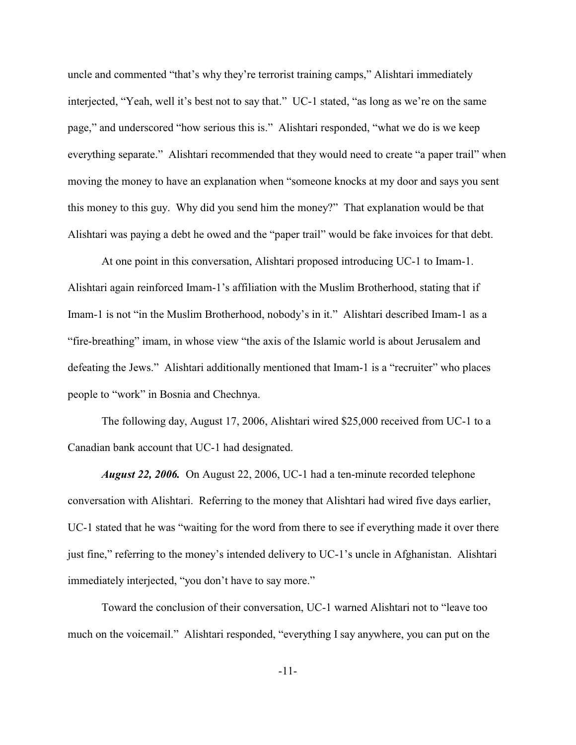uncle and commented "that's why they're terrorist training camps," Alishtari immediately interjected, "Yeah, well it's best not to say that." UC-1 stated, "as long as we're on the same page," and underscored "how serious this is." Alishtari responded, "what we do is we keep everything separate." Alishtari recommended that they would need to create "a paper trail" when moving the money to have an explanation when "someone knocks at my door and says you sent this money to this guy. Why did you send him the money?" That explanation would be that Alishtari was paying a debt he owed and the "paper trail" would be fake invoices for that debt.

At one point in this conversation, Alishtari proposed introducing UC-1 to Imam-1. Alishtari again reinforced Imam-1's affiliation with the Muslim Brotherhood, stating that if Imam-1 is not "in the Muslim Brotherhood, nobody's in it." Alishtari described Imam-1 as a "fire-breathing" imam, in whose view "the axis of the Islamic world is about Jerusalem and defeating the Jews." Alishtari additionally mentioned that Imam-1 is a "recruiter" who places people to "work" in Bosnia and Chechnya.

The following day, August 17, 2006, Alishtari wired $25,000 received from UC-1 to a Canadian bank account that UC-1 had designated.

***August 22, 2006.*** On August 22, 2006, UC-1 had a ten-minute recorded telephone conversation with Alishtari. Referring to the money that Alishtari had wired five days earlier, UC-1 stated that he was "waiting for the word from there to see if everything made it over there just fine," referring to the money's intended delivery to UC-1's uncle in Afghanistan. Alishtari immediately interjected, "you don't have to say more."

Toward the conclusion of their conversation, UC-1 warned Alishtari not to "leave too much on the voicemail." Alishtari responded, "everything I say anywhere, you can put on the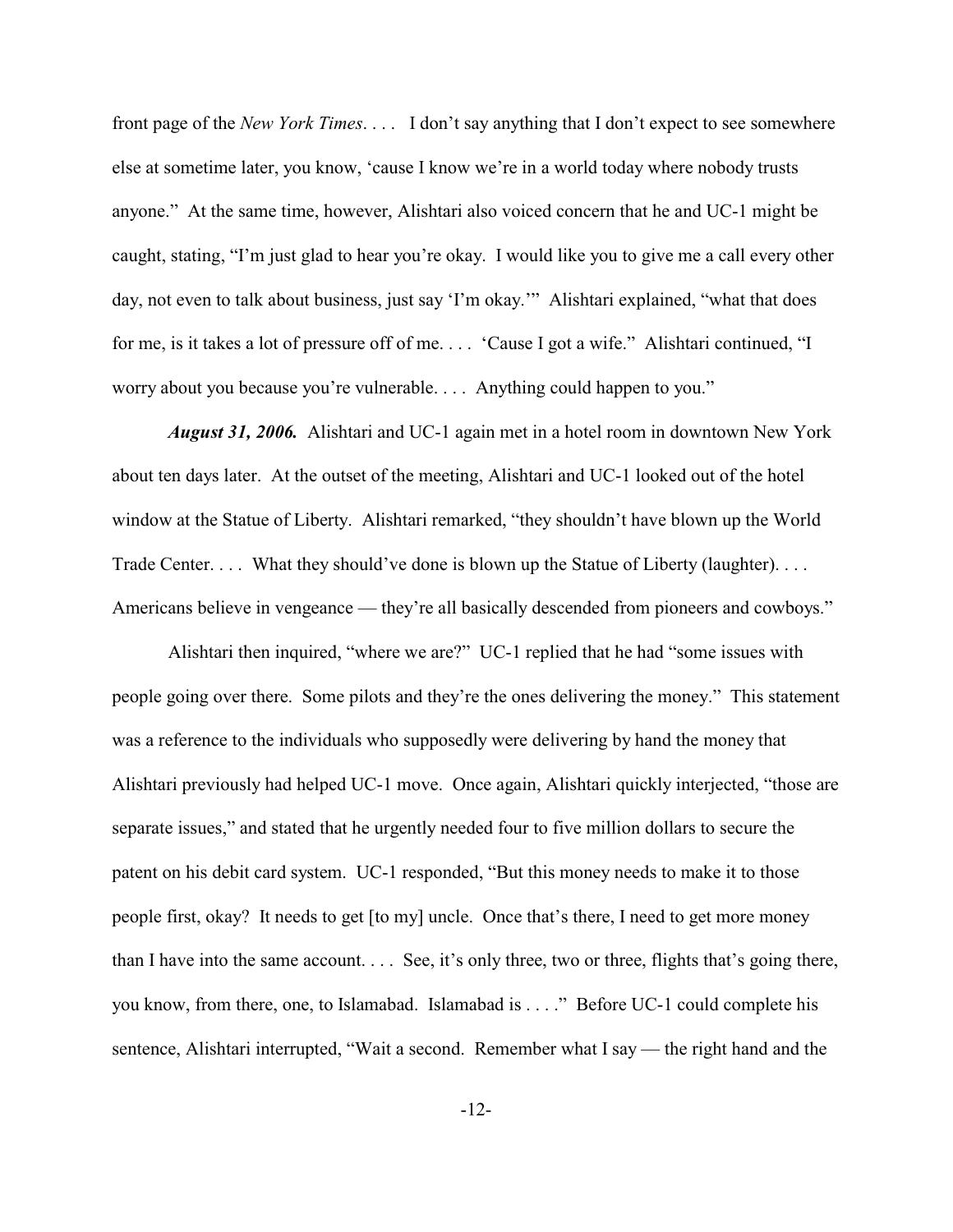front page of the *New York Times*. . . . I don't say anything that I don't expect to see somewhere else at sometime later, you know, 'cause I know we're in a world today where nobody trusts anyone." At the same time, however, Alishtari also voiced concern that he and UC-1 might be caught, stating, "I'm just glad to hear you're okay. I would like you to give me a call every other day, not even to talk about business, just say 'I'm okay.'" Alishtari explained, "what that does for me, is it takes a lot of pressure off of me. . . . 'Cause I got a wife." Alishtari continued, "I worry about you because you're vulnerable. . . . Anything could happen to you."

***August 31, 2006.*** Alishtari and UC-1 again met in a hotel room in downtown New York about ten days later. At the outset of the meeting, Alishtari and UC-1 looked out of the hotel window at the Statue of Liberty. Alishtari remarked, "they shouldn't have blown up the World Trade Center. . . . What they should've done is blown up the Statue of Liberty (laughter). . . . Americans believe in vengeance — they're all basically descended from pioneers and cowboys."

Alishtari then inquired, "where we are?" UC-1 replied that he had "some issues with people going over there. Some pilots and they're the ones delivering the money." This statement was a reference to the individuals who supposedly were delivering by hand the money that Alishtari previously had helped UC-1 move. Once again, Alishtari quickly interjected, "those are separate issues," and stated that he urgently needed four to five million dollars to secure the patent on his debit card system. UC-1 responded, "But this money needs to make it to those people first, okay? It needs to get [to my] uncle. Once that's there, I need to get more money than I have into the same account. . . . See, it's only three, two or three, flights that's going there, you know, from there, one, to Islamabad. Islamabad is . . . ." Before UC-1 could complete his sentence, Alishtari interrupted, "Wait a second. Remember what I say — the right hand and the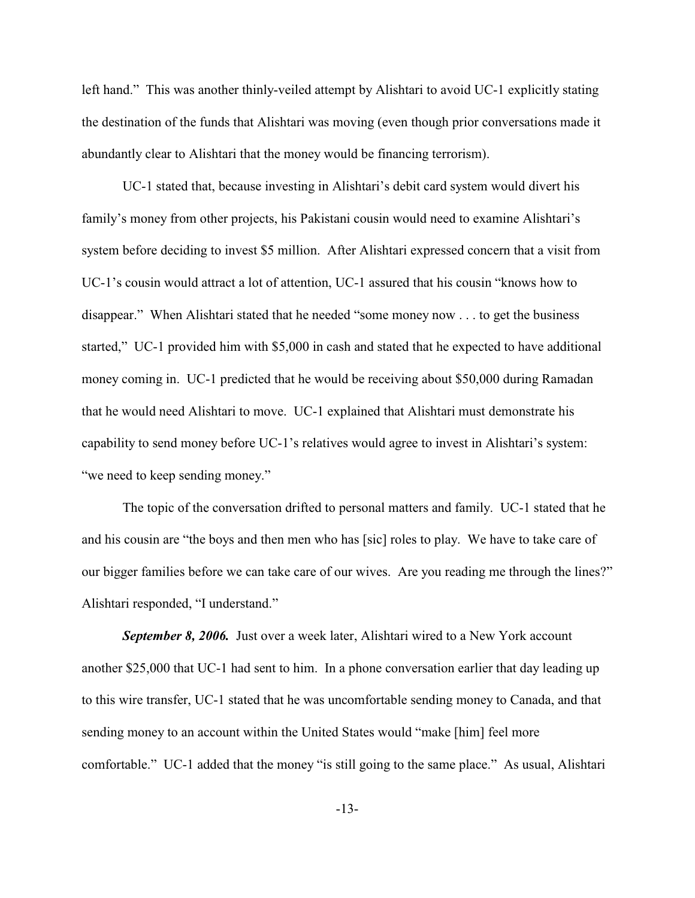left hand." This was another thinly-veiled attempt by Alishtari to avoid UC-1 explicitly stating the destination of the funds that Alishtari was moving (even though prior conversations made it abundantly clear to Alishtari that the money would be financing terrorism).

UC-1 stated that, because investing in Alishtari's debit card system would divert his family's money from other projects, his Pakistani cousin would need to examine Alishtari's system before deciding to invest $5 million. After Alishtari expressed concern that a visit from UC-1's cousin would attract a lot of attention, UC-1 assured that his cousin "knows how to disappear." When Alishtari stated that he needed "some money now . . . to get the business started," UC-1 provided him with $5,000 in cash and stated that he expected to have additional money coming in. UC-1 predicted that he would be receiving about $50,000 during Ramadan that he would need Alishtari to move. UC-1 explained that Alishtari must demonstrate his capability to send money before UC-1's relatives would agree to invest in Alishtari's system: "we need to keep sending money."

The topic of the conversation drifted to personal matters and family. UC-1 stated that he and his cousin are "the boys and then men who has [sic] roles to play. We have to take care of our bigger families before we can take care of our wives. Are you reading me through the lines?" Alishtari responded, "I understand."

***September 8, 2006.*** Just over a week later, Alishtari wired to a New York account another $25,000 that UC-1 had sent to him. In a phone conversation earlier that day leading up to this wire transfer, UC-1 stated that he was uncomfortable sending money to Canada, and that sending money to an account within the United States would "make [him] feel more comfortable." UC-1 added that the money "is still going to the same place." As usual, Alishtari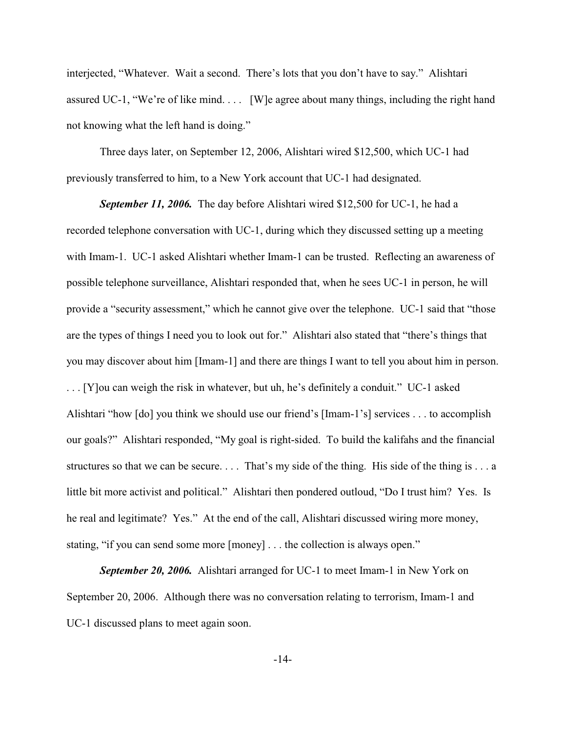interjected, "Whatever. Wait a second. There's lots that you don't have to say." Alishtari assured UC-1, "We're of like mind. . . . [W]e agree about many things, including the right hand not knowing what the left hand is doing."

Three days later, on September 12, 2006, Alishtari wired $12,500, which UC-1 had previously transferred to him, to a New York account that UC-1 had designated.

***September 11, 2006.*** The day before Alishtari wired $12,500 for UC-1, he had a recorded telephone conversation with UC-1, during which they discussed setting up a meeting with Imam-1. UC-1 asked Alishtari whether Imam-1 can be trusted. Reflecting an awareness of possible telephone surveillance, Alishtari responded that, when he sees UC-1 in person, he will provide a "security assessment," which he cannot give over the telephone. UC-1 said that "those are the types of things I need you to look out for." Alishtari also stated that "there's things that you may discover about him [Imam-1] and there are things I want to tell you about him in person. . . . [Y]ou can weigh the risk in whatever, but uh, he's definitely a conduit." UC-1 asked Alishtari "how [do] you think we should use our friend's [Imam-1's] services . . . to accomplish our goals?" Alishtari responded, "My goal is right-sided. To build the kalifahs and the financial structures so that we can be secure. . . . That's my side of the thing. His side of the thing is . . . a little bit more activist and political." Alishtari then pondered outloud, "Do I trust him? Yes. Is he real and legitimate? Yes." At the end of the call, Alishtari discussed wiring more money, stating, "if you can send some more [money] . . . the collection is always open."

***September 20, 2006.*** Alishtari arranged for UC-1 to meet Imam-1 in New York on September 20, 2006. Although there was no conversation relating to terrorism, Imam-1 and UC-1 discussed plans to meet again soon.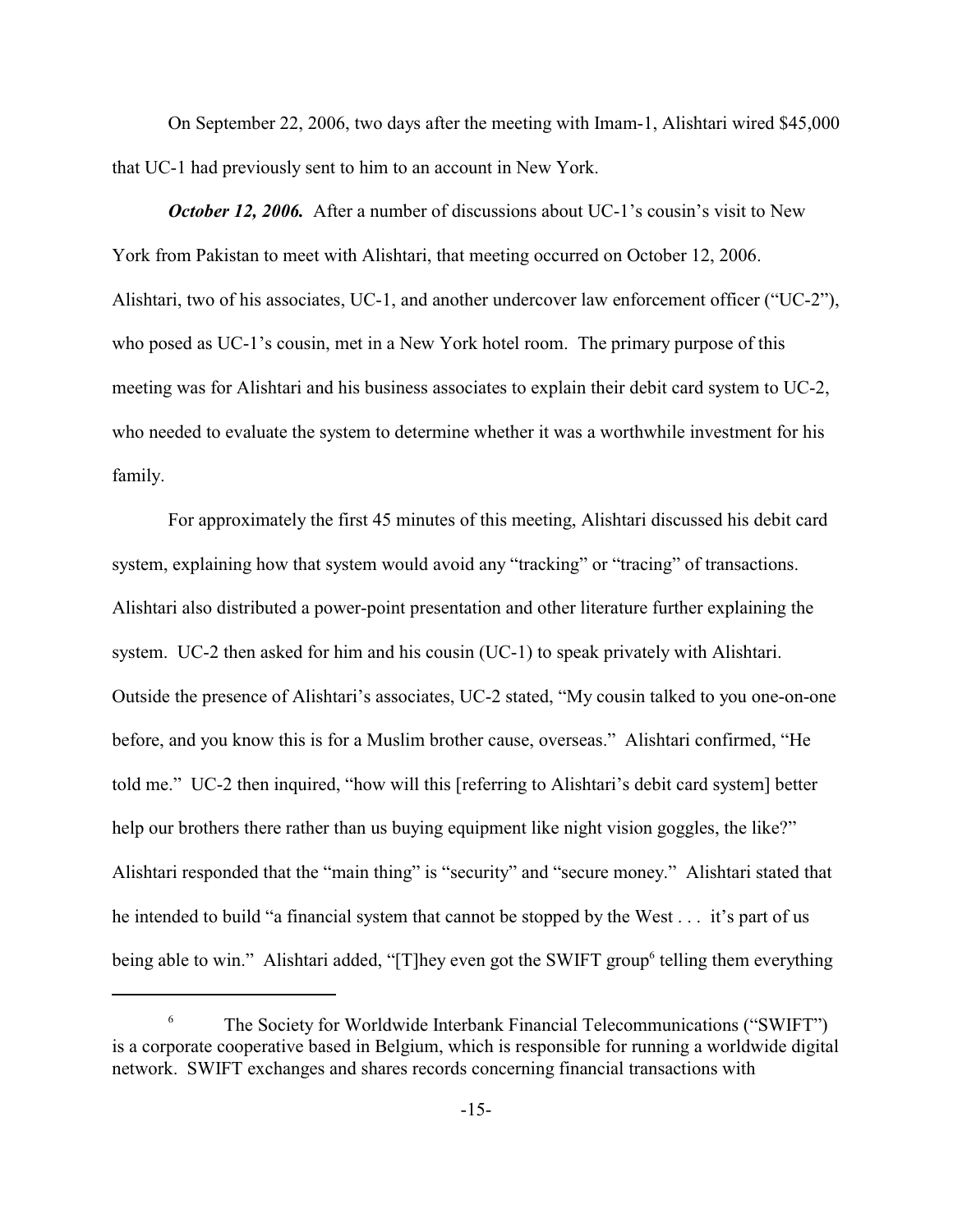On September 22, 2006, two days after the meeting with Imam-1, Alishtari wired $45,000 that UC-1 had previously sent to him to an account in New York.

***October 12, 2006.*** After a number of discussions about UC-1's cousin's visit to New York from Pakistan to meet with Alishtari, that meeting occurred on October 12, 2006. Alishtari, two of his associates, UC-1, and another undercover law enforcement officer ("UC-2"), who posed as UC-1's cousin, met in a New York hotel room. The primary purpose of this meeting was for Alishtari and his business associates to explain their debit card system to UC-2, who needed to evaluate the system to determine whether it was a worthwhile investment for his family.

For approximately the first 45 minutes of this meeting, Alishtari discussed his debit card system, explaining how that system would avoid any "tracking" or "tracing" of transactions. Alishtari also distributed a power-point presentation and other literature further explaining the system. UC-2 then asked for him and his cousin (UC-1) to speak privately with Alishtari. Outside the presence of Alishtari's associates, UC-2 stated, "My cousin talked to you one-on-one before, and you know this is for a Muslim brother cause, overseas." Alishtari confirmed, "He told me." UC-2 then inquired, "how will this [referring to Alishtari's debit card system] better help our brothers there rather than us buying equipment like night vision goggles, the like?" Alishtari responded that the "main thing" is "security" and "secure money." Alishtari stated that he intended to build "a financial system that cannot be stopped by the West . . . it's part of us being able to win." Alishtari added, "[T]hey even got the SWIFT group[6] telling them everything

[6] The Society for Worldwide Interbank Financial Telecommunications ("SWIFT") is a corporate cooperative based in Belgium, which is responsible for running a worldwide digital network. SWIFT exchanges and shares records concerning financial transactions with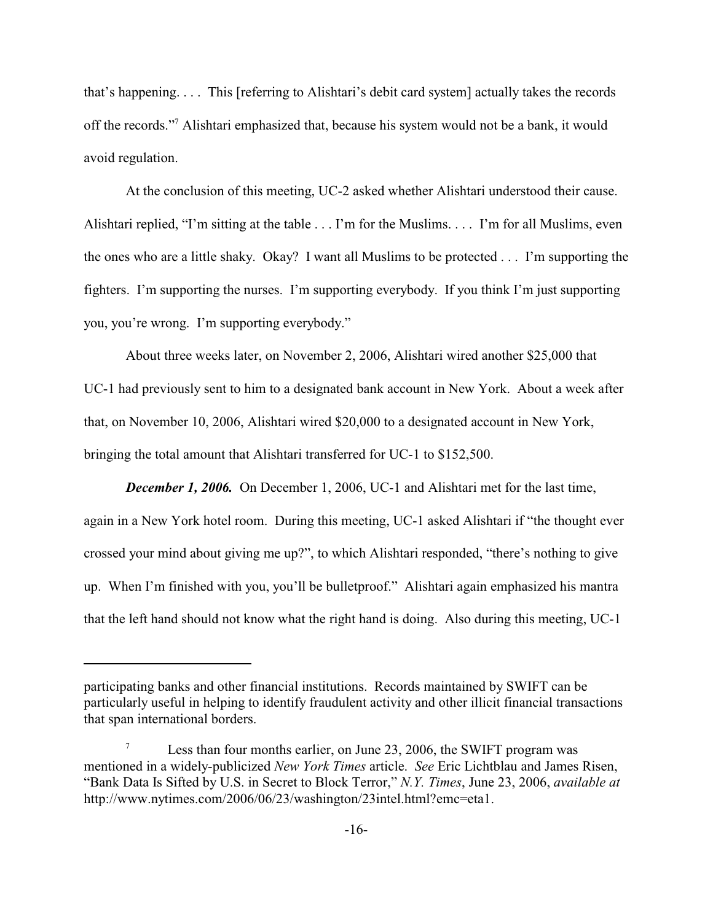that's happening. . . . This [referring to Alishtari's debit card system] actually takes the records off the records."[7] Alishtari emphasized that, because his system would not be a bank, it would avoid regulation.

At the conclusion of this meeting, UC-2 asked whether Alishtari understood their cause. Alishtari replied, "I'm sitting at the table . . . I'm for the Muslims. . . . I'm for all Muslims, even the ones who are a little shaky. Okay? I want all Muslims to be protected . . . I'm supporting the fighters. I'm supporting the nurses. I'm supporting everybody. If you think I'm just supporting you, you're wrong. I'm supporting everybody."

About three weeks later, on November 2, 2006, Alishtari wired another $25,000 that UC-1 had previously sent to him to a designated bank account in New York. About a week after that, on November 10, 2006, Alishtari wired $20,000 to a designated account in New York, bringing the total amount that Alishtari transferred for UC-1 to $152,500.

***December 1, 2006.*** On December 1, 2006, UC-1 and Alishtari met for the last time, again in a New York hotel room. During this meeting, UC-1 asked Alishtari if "the thought ever crossed your mind about giving me up?", to which Alishtari responded, "there's nothing to give up. When I'm finished with you, you'll be bulletproof." Alishtari again emphasized his mantra that the left hand should not know what the right hand is doing. Also during this meeting, UC-1

---

participating banks and other financial institutions. Records maintained by SWIFT can be particularly useful in helping to identify fraudulent activity and other illicit financial transactions that span international borders.

[7] Less than four months earlier, on June 23, 2006, the SWIFT program was mentioned in a widely-publicized *New York Times* article. *See* Eric Lichtblau and James Risen, "Bank Data Is Sifted by U.S. in Secret to Block Terror," *N.Y. Times*, June 23, 2006, *available at* http://www.nytimes.com/2006/06/23/washington/23intel.html?emc=eta1.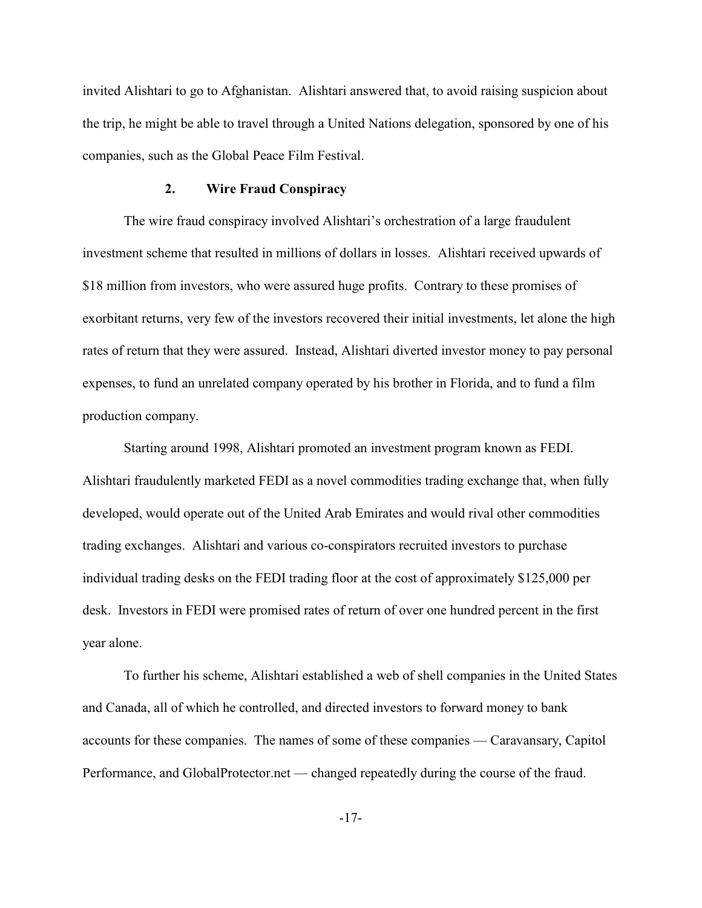invited Alishtari to go to Afghanistan. Alishtari answered that, to avoid raising suspicion about the trip, he might be able to travel through a United Nations delegation, sponsored by one of his companies, such as the Global Peace Film Festival.

### 2. Wire Fraud Conspiracy

The wire fraud conspiracy involved Alishtari's orchestration of a large fraudulent investment scheme that resulted in millions of dollars in losses. Alishtari received upwards of \$18 million from investors, who were assured huge profits. Contrary to these promises of exorbitant returns, very few of the investors recovered their initial investments, let alone the high rates of return that they were assured. Instead, Alishtari diverted investor money to pay personal expenses, to fund an unrelated company operated by his brother in Florida, and to fund a film production company.

Starting around 1998, Alishtari promoted an investment program known as FEDI. Alishtari fraudulently marketed FEDI as a novel commodities trading exchange that, when fully developed, would operate out of the United Arab Emirates and would rival other commodities trading exchanges. Alishtari and various co-conspirators recruited investors to purchase individual trading desks on the FEDI trading floor at the cost of approximately \$125,000 per desk. Investors in FEDI were promised rates of return of over one hundred percent in the first year alone.

To further his scheme, Alishtari established a web of shell companies in the United States and Canada, all of which he controlled, and directed investors to forward money to bank accounts for these companies. The names of some of these companies — Caravansary, Capitol Performance, and GlobalProtector.net — changed repeatedly during the course of the fraud.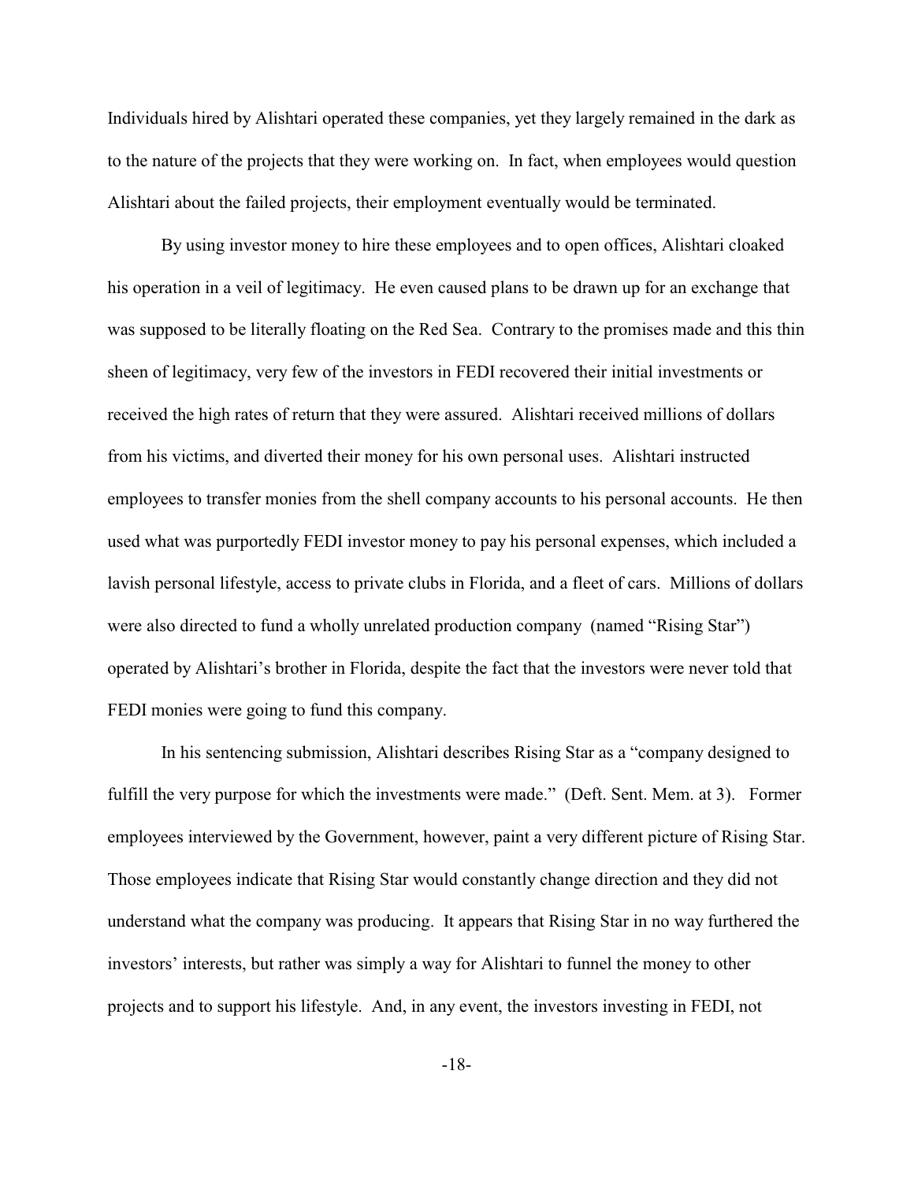Individuals hired by Alishtari operated these companies, yet they largely remained in the dark as to the nature of the projects that they were working on. In fact, when employees would question Alishtari about the failed projects, their employment eventually would be terminated.

By using investor money to hire these employees and to open offices, Alishtari cloaked his operation in a veil of legitimacy. He even caused plans to be drawn up for an exchange that was supposed to be literally floating on the Red Sea. Contrary to the promises made and this thin sheen of legitimacy, very few of the investors in FEDI recovered their initial investments or received the high rates of return that they were assured. Alishtari received millions of dollars from his victims, and diverted their money for his own personal uses. Alishtari instructed employees to transfer monies from the shell company accounts to his personal accounts. He then used what was purportedly FEDI investor money to pay his personal expenses, which included a lavish personal lifestyle, access to private clubs in Florida, and a fleet of cars. Millions of dollars were also directed to fund a wholly unrelated production company (named "Rising Star") operated by Alishtari's brother in Florida, despite the fact that the investors were never told that FEDI monies were going to fund this company.

In his sentencing submission, Alishtari describes Rising Star as a "company designed to fulfill the very purpose for which the investments were made." (Deft. Sent. Mem. at 3). Former employees interviewed by the Government, however, paint a very different picture of Rising Star. Those employees indicate that Rising Star would constantly change direction and they did not understand what the company was producing. It appears that Rising Star in no way furthered the investors' interests, but rather was simply a way for Alishtari to funnel the money to other projects and to support his lifestyle. And, in any event, the investors investing in FEDI, not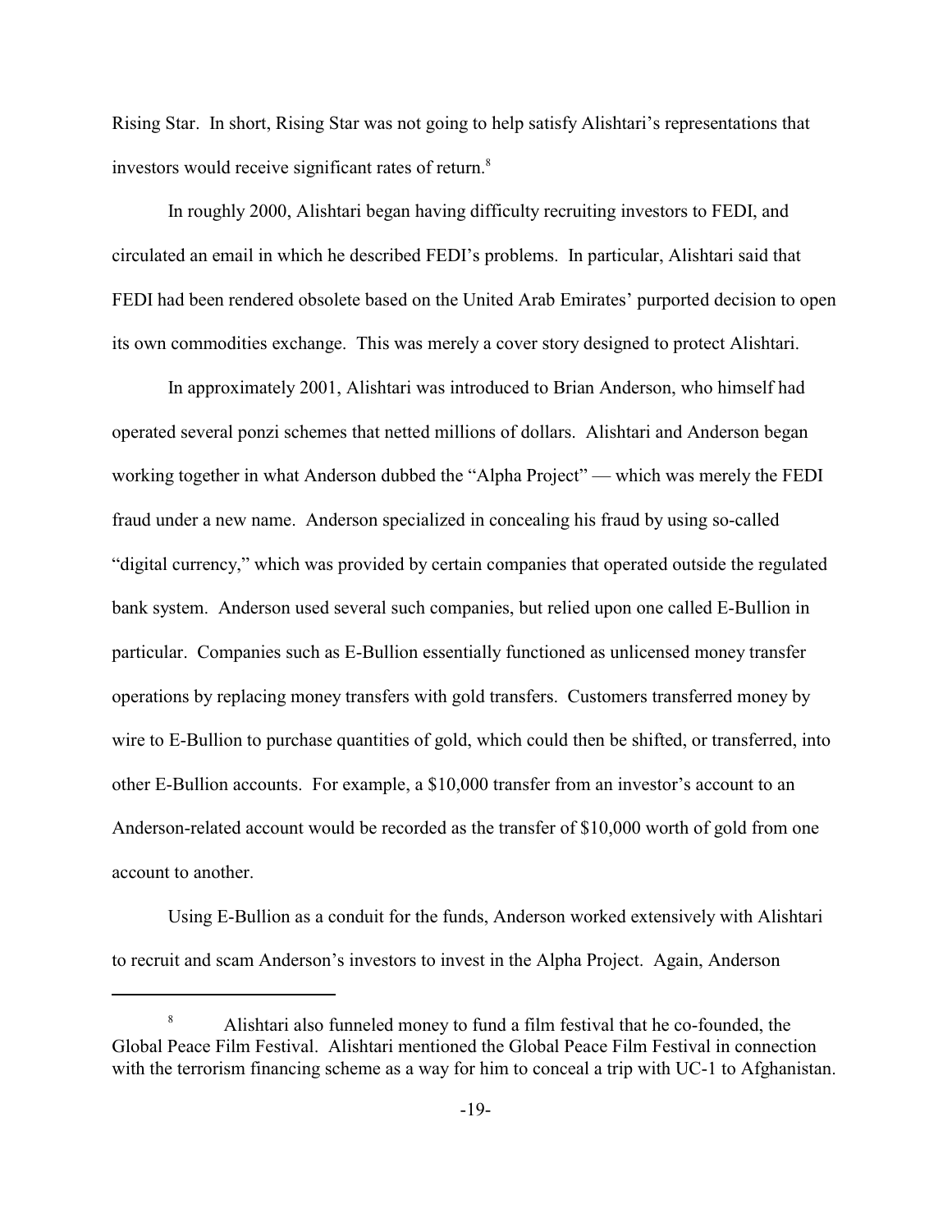Rising Star. In short, Rising Star was not going to help satisfy Alishtari's representations that investors would receive significant rates of return.[8]

In roughly 2000, Alishtari began having difficulty recruiting investors to FEDI, and circulated an email in which he described FEDI's problems. In particular, Alishtari said that FEDI had been rendered obsolete based on the United Arab Emirates' purported decision to open its own commodities exchange. This was merely a cover story designed to protect Alishtari.

In approximately 2001, Alishtari was introduced to Brian Anderson, who himself had operated several ponzi schemes that netted millions of dollars. Alishtari and Anderson began working together in what Anderson dubbed the "Alpha Project" — which was merely the FEDI fraud under a new name. Anderson specialized in concealing his fraud by using so-called "digital currency," which was provided by certain companies that operated outside the regulated bank system. Anderson used several such companies, but relied upon one called E-Bullion in particular. Companies such as E-Bullion essentially functioned as unlicensed money transfer operations by replacing money transfers with gold transfers. Customers transferred money by wire to E-Bullion to purchase quantities of gold, which could then be shifted, or transferred, into other E-Bullion accounts. For example, a $10,000 transfer from an investor's account to an Anderson-related account would be recorded as the transfer of $10,000 worth of gold from one account to another.

Using E-Bullion as a conduit for the funds, Anderson worked extensively with Alishtari to recruit and scam Anderson's investors to invest in the Alpha Project. Again, Anderson

---

[8] Alishtari also funneled money to fund a film festival that he co-founded, the Global Peace Film Festival. Alishtari mentioned the Global Peace Film Festival in connection with the terrorism financing scheme as a way for him to conceal a trip with UC-1 to Afghanistan.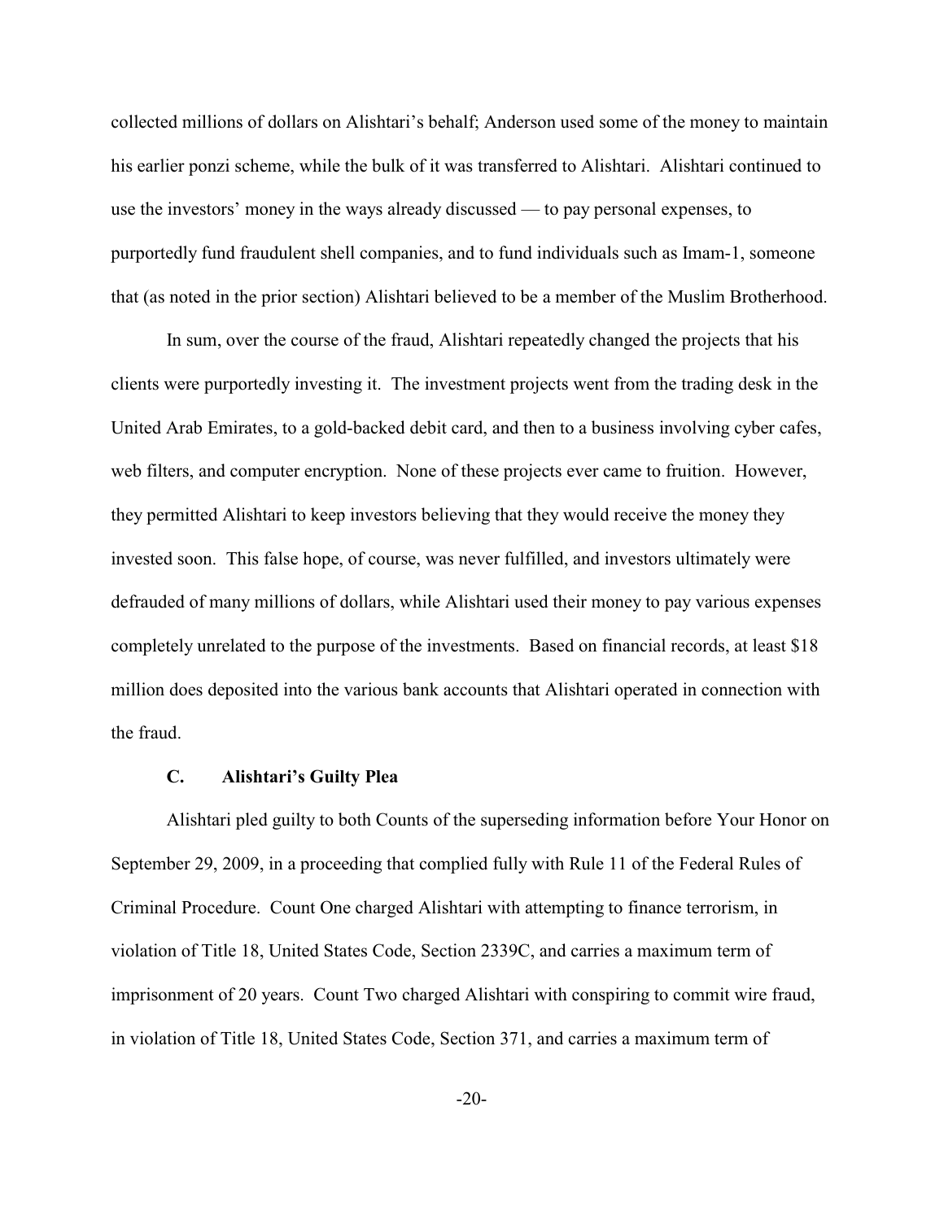collected millions of dollars on Alishtari's behalf; Anderson used some of the money to maintain his earlier ponzi scheme, while the bulk of it was transferred to Alishtari. Alishtari continued to use the investors' money in the ways already discussed — to pay personal expenses, to purportedly fund fraudulent shell companies, and to fund individuals such as Imam-1, someone that (as noted in the prior section) Alishtari believed to be a member of the Muslim Brotherhood.

In sum, over the course of the fraud, Alishtari repeatedly changed the projects that his clients were purportedly investing it. The investment projects went from the trading desk in the United Arab Emirates, to a gold-backed debit card, and then to a business involving cyber cafes, web filters, and computer encryption. None of these projects ever came to fruition. However, they permitted Alishtari to keep investors believing that they would receive the money they invested soon. This false hope, of course, was never fulfilled, and investors ultimately were defrauded of many millions of dollars, while Alishtari used their money to pay various expenses completely unrelated to the purpose of the investments. Based on financial records, at least $18 million does deposited into the various bank accounts that Alishtari operated in connection with the fraud.

### C. Alishtari's Guilty Plea

Alishtari pled guilty to both Counts of the superseding information before Your Honor on September 29, 2009, in a proceeding that complied fully with Rule 11 of the Federal Rules of Criminal Procedure. Count One charged Alishtari with attempting to finance terrorism, in violation of Title 18, United States Code, Section 2339C, and carries a maximum term of imprisonment of 20 years. Count Two charged Alishtari with conspiring to commit wire fraud, in violation of Title 18, United States Code, Section 371, and carries a maximum term of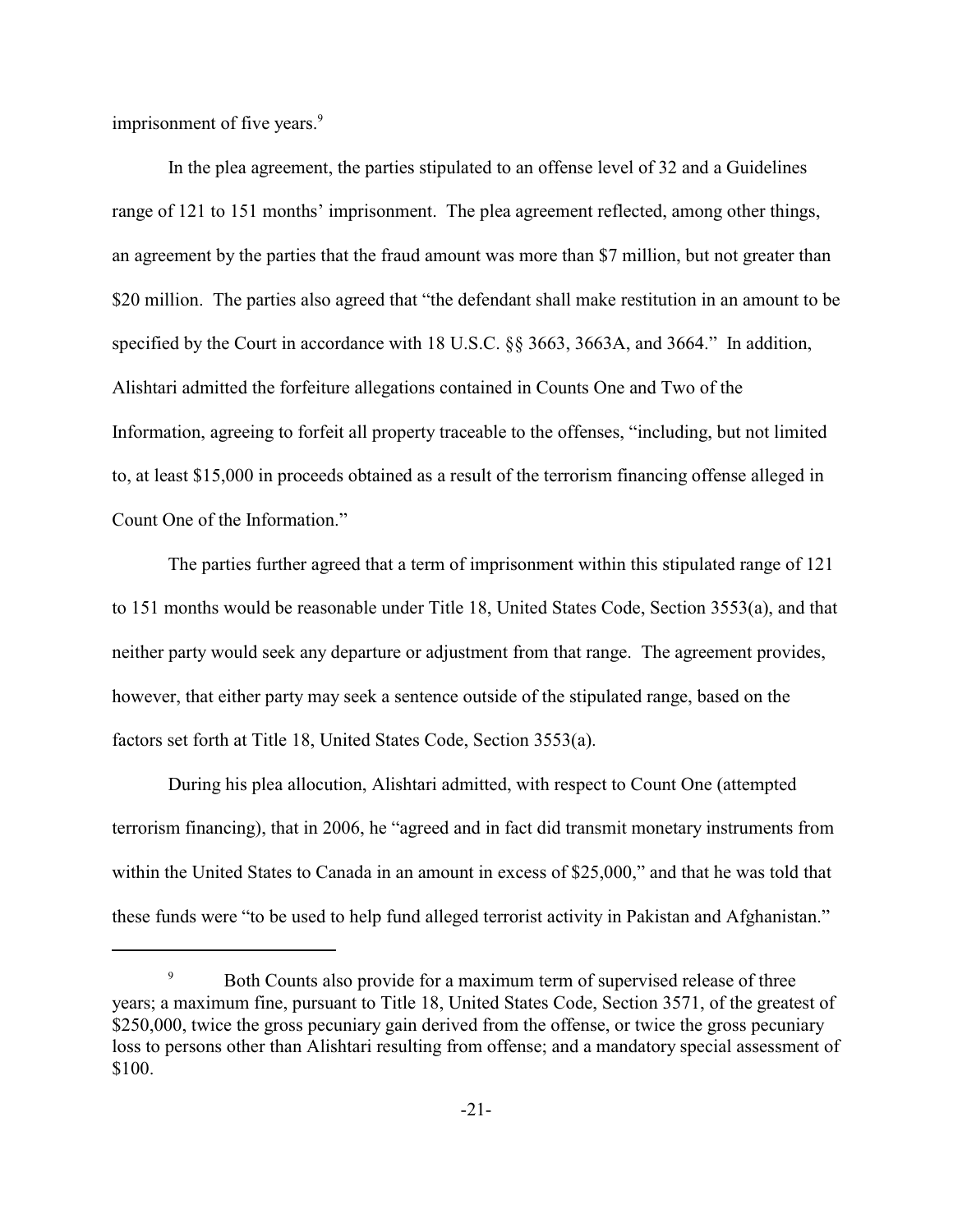imprisonment of five years.[9]

In the plea agreement, the parties stipulated to an offense level of 32 and a Guidelines range of 121 to 151 months' imprisonment. The plea agreement reflected, among other things, an agreement by the parties that the fraud amount was more than $7 million, but not greater than $20 million. The parties also agreed that "the defendant shall make restitution in an amount to be specified by the Court in accordance with 18 U.S.C. §§ 3663, 3663A, and 3664." In addition, Alishtari admitted the forfeiture allegations contained in Counts One and Two of the Information, agreeing to forfeit all property traceable to the offenses, "including, but not limited to, at least $15,000 in proceeds obtained as a result of the terrorism financing offense alleged in Count One of the Information."

The parties further agreed that a term of imprisonment within this stipulated range of 121 to 151 months would be reasonable under Title 18, United States Code, Section 3553(a), and that neither party would seek any departure or adjustment from that range. The agreement provides, however, that either party may seek a sentence outside of the stipulated range, based on the factors set forth at Title 18, United States Code, Section 3553(a).

During his plea allocution, Alishtari admitted, with respect to Count One (attempted terrorism financing), that in 2006, he "agreed and in fact did transmit monetary instruments from within the United States to Canada in an amount in excess of $25,000," and that he was told that these funds were "to be used to help fund alleged terrorist activity in Pakistan and Afghanistan."

---

[9] Both Counts also provide for a maximum term of supervised release of three years; a maximum fine, pursuant to Title 18, United States Code, Section 3571, of the greatest of $250,000, twice the gross pecuniary gain derived from the offense, or twice the gross pecuniary loss to persons other than Alishtari resulting from offense; and a mandatory special assessment of $100.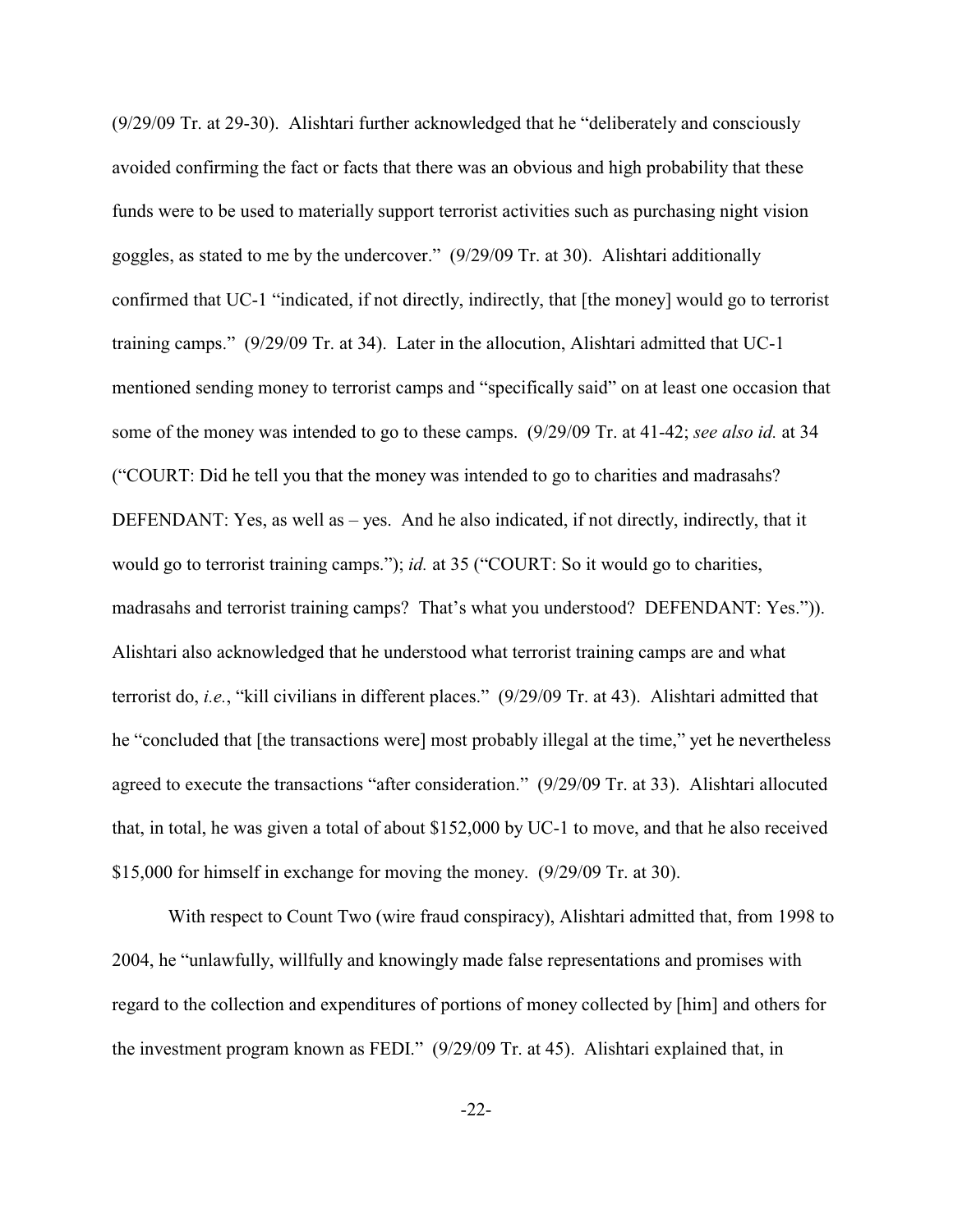(9/29/09 Tr. at 29-30). Alishtari further acknowledged that he "deliberately and consciously avoided confirming the fact or facts that there was an obvious and high probability that these funds were to be used to materially support terrorist activities such as purchasing night vision goggles, as stated to me by the undercover." (9/29/09 Tr. at 30). Alishtari additionally confirmed that UC-1 "indicated, if not directly, indirectly, that [the money] would go to terrorist training camps." (9/29/09 Tr. at 34). Later in the allocution, Alishtari admitted that UC-1 mentioned sending money to terrorist camps and "specifically said" on at least one occasion that some of the money was intended to go to these camps. (9/29/09 Tr. at 41-42; *see also id.* at 34 ("COURT: Did he tell you that the money was intended to go to charities and madrasahs? DEFENDANT: Yes, as well as – yes. And he also indicated, if not directly, indirectly, that it would go to terrorist training camps."); *id.* at 35 ("COURT: So it would go to charities, madrasahs and terrorist training camps? That's what you understood? DEFENDANT: Yes.")). Alishtari also acknowledged that he understood what terrorist training camps are and what terrorist do, *i.e.*, "kill civilians in different places." (9/29/09 Tr. at 43). Alishtari admitted that he "concluded that [the transactions were] most probably illegal at the time," yet he nevertheless agreed to execute the transactions "after consideration." (9/29/09 Tr. at 33). Alishtari allocuted that, in total, he was given a total of about $152,000 by UC-1 to move, and that he also received $15,000 for himself in exchange for moving the money. (9/29/09 Tr. at 30).

With respect to Count Two (wire fraud conspiracy), Alishtari admitted that, from 1998 to 2004, he "unlawfully, willfully and knowingly made false representations and promises with regard to the collection and expenditures of portions of money collected by [him] and others for the investment program known as FEDI." (9/29/09 Tr. at 45). Alishtari explained that, in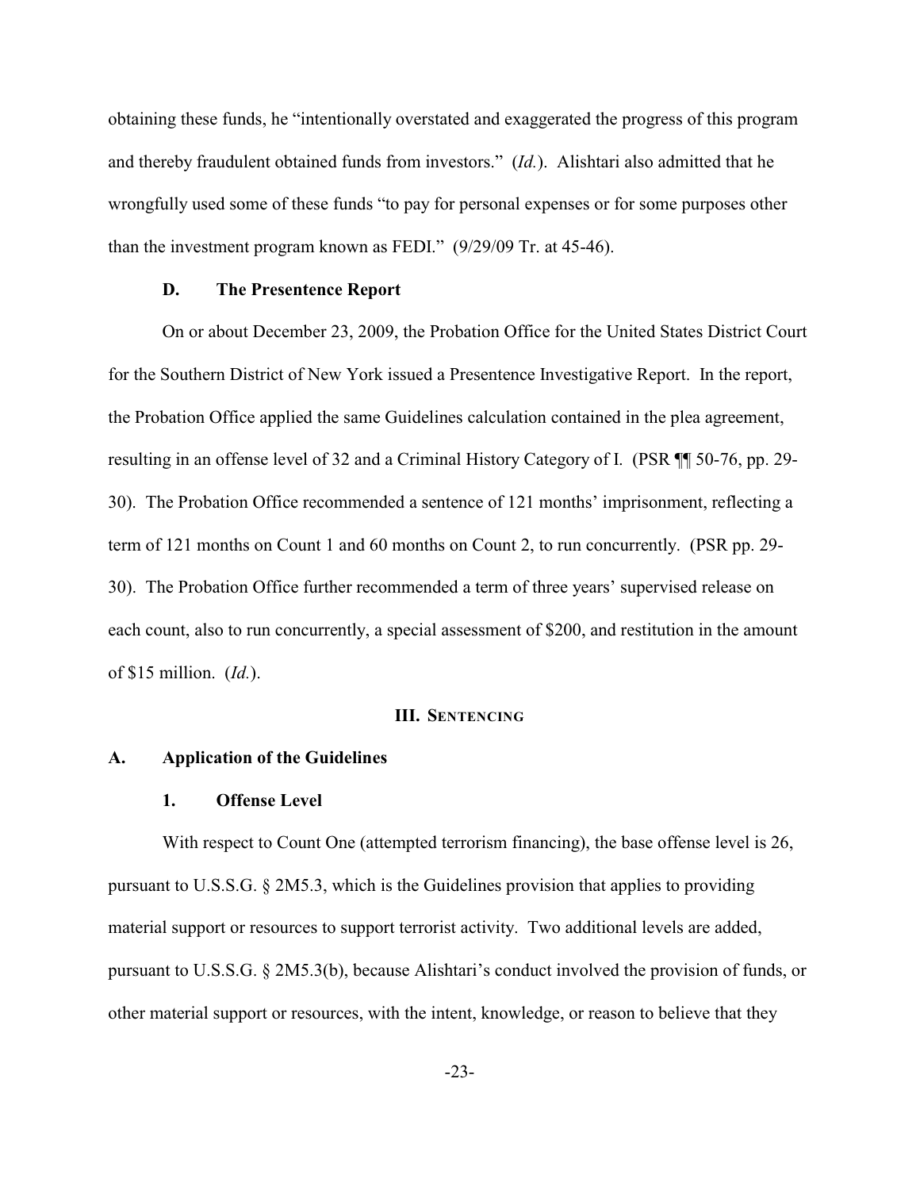obtaining these funds, he "intentionally overstated and exaggerated the progress of this program and thereby fraudulent obtained funds from investors." (*Id.*). Alishtari also admitted that he wrongfully used some of these funds "to pay for personal expenses or for some purposes other than the investment program known as FEDI." (9/29/09 Tr. at 45-46).

### D. The Presentence Report

On or about December 23, 2009, the Probation Office for the United States District Court for the Southern District of New York issued a Presentence Investigative Report. In the report, the Probation Office applied the same Guidelines calculation contained in the plea agreement, resulting in an offense level of 32 and a Criminal History Category of I. (PSR ¶¶ 50-76, pp. 29-30). The Probation Office recommended a sentence of 121 months' imprisonment, reflecting a term of 121 months on Count 1 and 60 months on Count 2, to run concurrently. (PSR pp. 29-30). The Probation Office further recommended a term of three years' supervised release on each count, also to run concurrently, a special assessment of $200, and restitution in the amount of $15 million. (*Id.*).

## III. Sentencing

### A. Application of the Guidelines

#### 1. Offense Level

With respect to Count One (attempted terrorism financing), the base offense level is 26, pursuant to U.S.S.G. § 2M5.3, which is the Guidelines provision that applies to providing material support or resources to support terrorist activity. Two additional levels are added, pursuant to U.S.S.G. § 2M5.3(b), because Alishtari's conduct involved the provision of funds, or other material support or resources, with the intent, knowledge, or reason to believe that they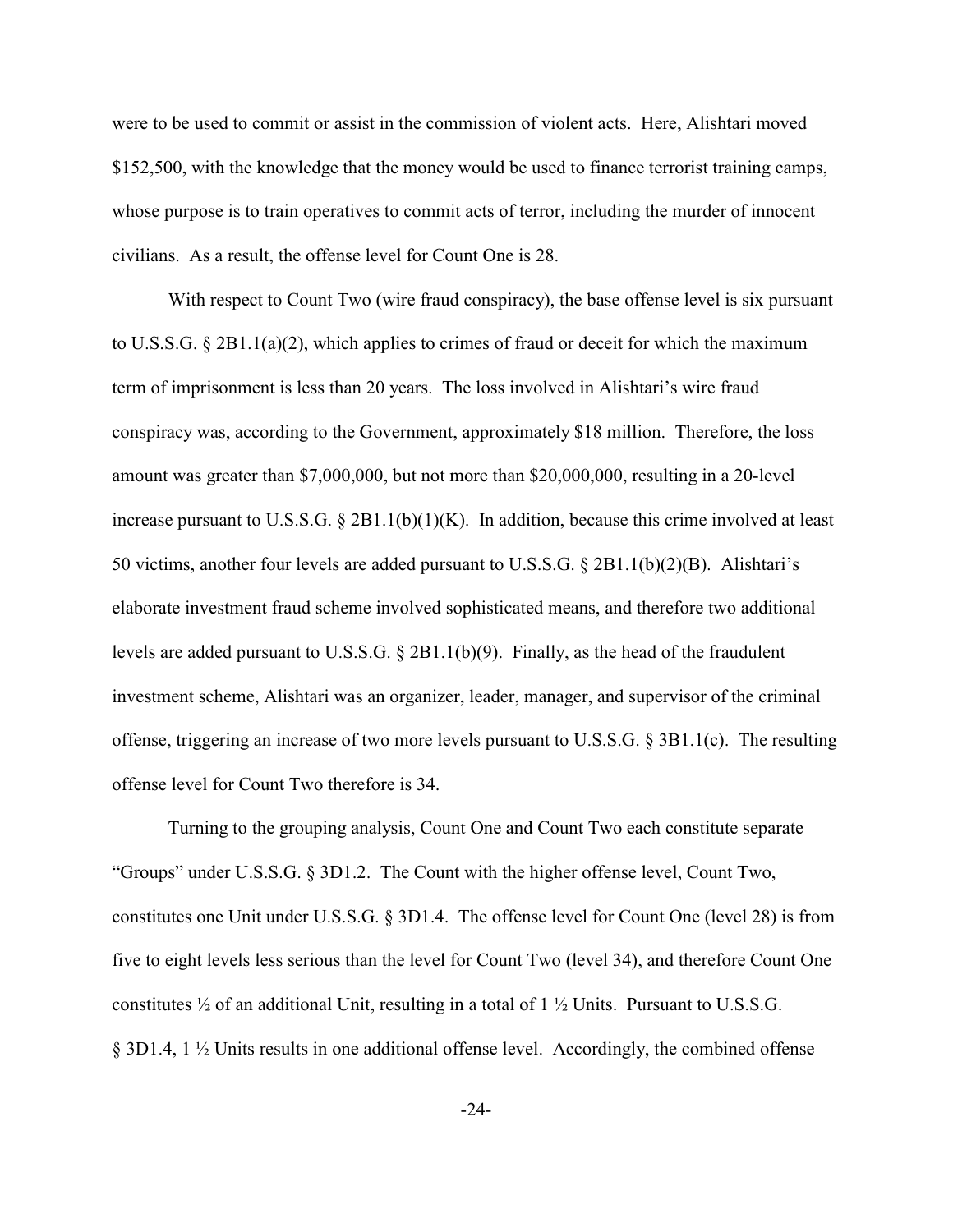were to be used to commit or assist in the commission of violent acts. Here, Alishtari moved $152,500, with the knowledge that the money would be used to finance terrorist training camps, whose purpose is to train operatives to commit acts of terror, including the murder of innocent civilians. As a result, the offense level for Count One is 28.

With respect to Count Two (wire fraud conspiracy), the base offense level is six pursuant to U.S.S.G. § 2B1.1(a)(2), which applies to crimes of fraud or deceit for which the maximum term of imprisonment is less than 20 years. The loss involved in Alishtari's wire fraud conspiracy was, according to the Government, approximately $18 million. Therefore, the loss amount was greater than $7,000,000, but not more than $20,000,000, resulting in a 20-level increase pursuant to U.S.S.G. § 2B1.1(b)(1)(K). In addition, because this crime involved at least 50 victims, another four levels are added pursuant to U.S.S.G. § 2B1.1(b)(2)(B). Alishtari's elaborate investment fraud scheme involved sophisticated means, and therefore two additional levels are added pursuant to U.S.S.G. § 2B1.1(b)(9). Finally, as the head of the fraudulent investment scheme, Alishtari was an organizer, leader, manager, and supervisor of the criminal offense, triggering an increase of two more levels pursuant to U.S.S.G. § 3B1.1(c). The resulting offense level for Count Two therefore is 34.

Turning to the grouping analysis, Count One and Count Two each constitute separate "Groups" under U.S.S.G. § 3D1.2. The Count with the higher offense level, Count Two, constitutes one Unit under U.S.S.G. § 3D1.4. The offense level for Count One (level 28) is from five to eight levels less serious than the level for Count Two (level 34), and therefore Count One constitutes ½ of an additional Unit, resulting in a total of 1 ½ Units. Pursuant to U.S.S.G. § 3D1.4, 1 ½ Units results in one additional offense level. Accordingly, the combined offense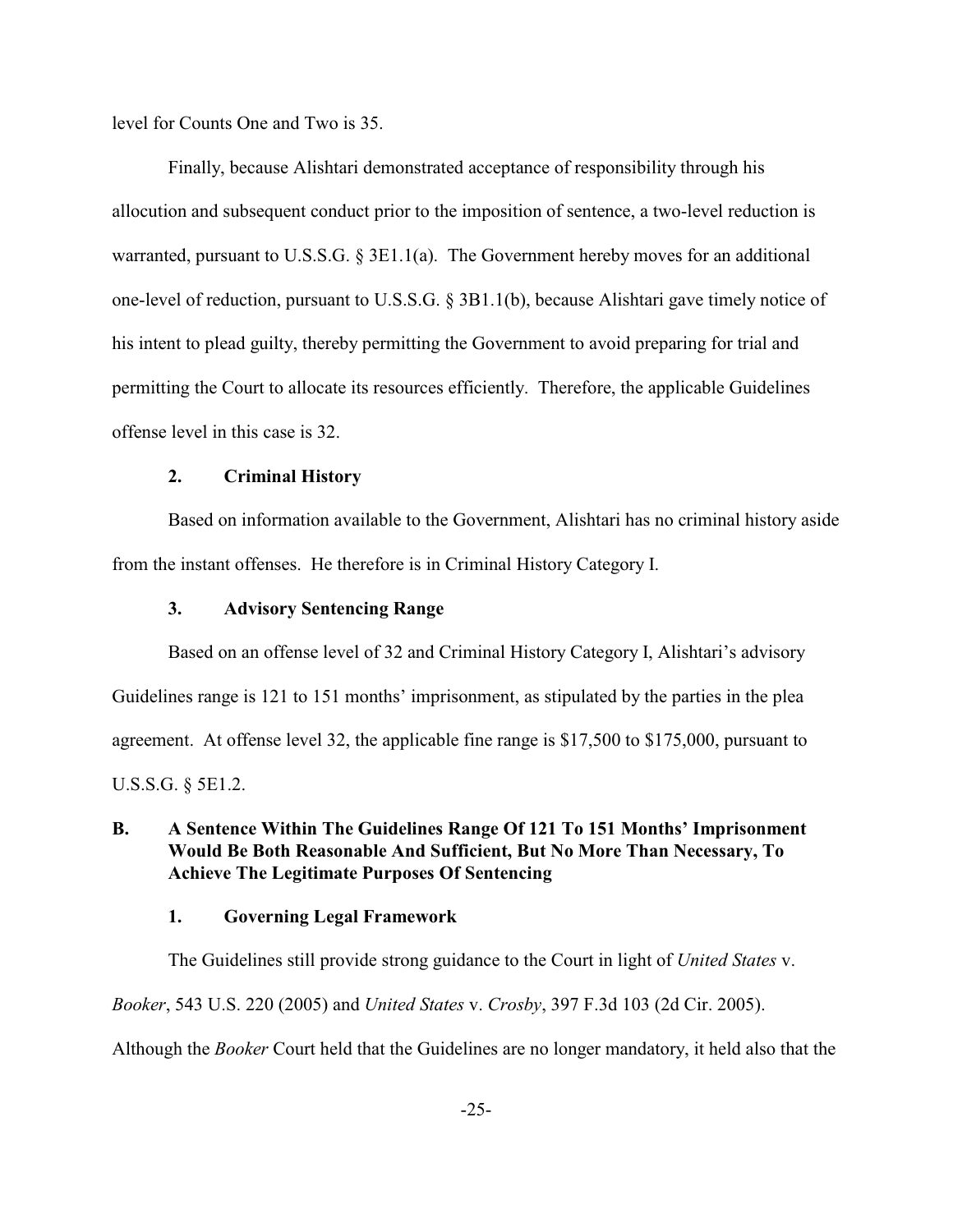level for Counts One and Two is 35.

Finally, because Alishtari demonstrated acceptance of responsibility through his allocution and subsequent conduct prior to the imposition of sentence, a two-level reduction is warranted, pursuant to U.S.S.G. § 3E1.1(a). The Government hereby moves for an additional one-level of reduction, pursuant to U.S.S.G. § 3B1.1(b), because Alishtari gave timely notice of his intent to plead guilty, thereby permitting the Government to avoid preparing for trial and permitting the Court to allocate its resources efficiently. Therefore, the applicable Guidelines offense level in this case is 32.

### 2. Criminal History

Based on information available to the Government, Alishtari has no criminal history aside from the instant offenses. He therefore is in Criminal History Category I.

### 3. Advisory Sentencing Range

Based on an offense level of 32 and Criminal History Category I, Alishtari's advisory Guidelines range is 121 to 151 months' imprisonment, as stipulated by the parties in the plea agreement. At offense level 32, the applicable fine range is $17,500 to $175,000, pursuant to U.S.S.G. § 5E1.2.

## B. A Sentence Within The Guidelines Range Of 121 To 151 Months' Imprisonment Would Be Both Reasonable And Sufficient, But No More Than Necessary, To Achieve The Legitimate Purposes Of Sentencing

### 1. Governing Legal Framework

The Guidelines still provide strong guidance to the Court in light of *United States* v. *Booker*, 543 U.S. 220 (2005) and *United States* v. *Crosby*, 397 F.3d 103 (2d Cir. 2005). Although the *Booker* Court held that the Guidelines are no longer mandatory, it held also that the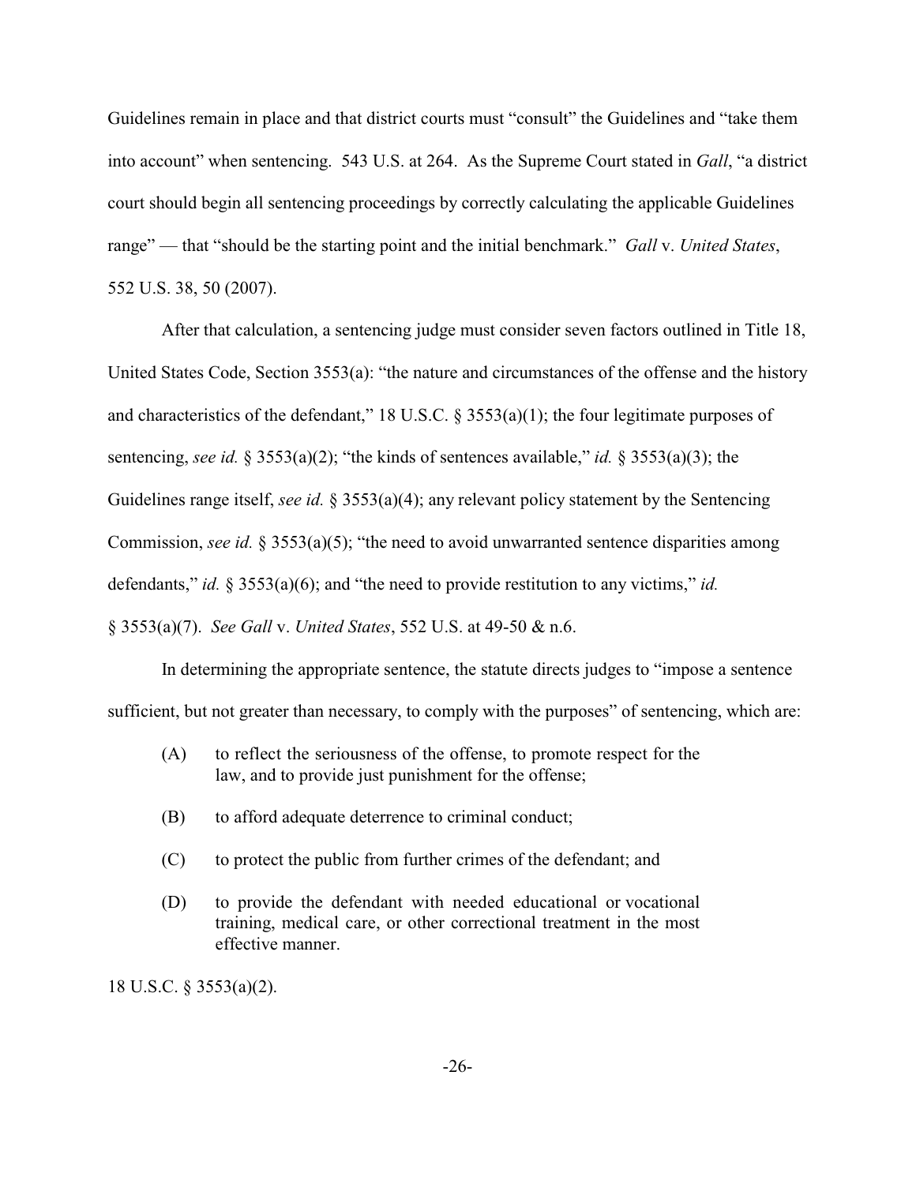Guidelines remain in place and that district courts must "consult" the Guidelines and "take them into account" when sentencing. 543 U.S. at 264. As the Supreme Court stated in *Gall*, "a district court should begin all sentencing proceedings by correctly calculating the applicable Guidelines range" — that "should be the starting point and the initial benchmark." *Gall* v. *United States*, 552 U.S. 38, 50 (2007).

After that calculation, a sentencing judge must consider seven factors outlined in Title 18, United States Code, Section 3553(a): "the nature and circumstances of the offense and the history and characteristics of the defendant," 18 U.S.C. § 3553(a)(1); the four legitimate purposes of sentencing, *see id.* § 3553(a)(2); "the kinds of sentences available," *id.* § 3553(a)(3); the Guidelines range itself, *see id.* § 3553(a)(4); any relevant policy statement by the Sentencing Commission, *see id.* § 3553(a)(5); "the need to avoid unwarranted sentence disparities among defendants," *id.* § 3553(a)(6); and "the need to provide restitution to any victims," *id.* § 3553(a)(7). *See Gall* v. *United States*, 552 U.S. at 49-50 & n.6.

In determining the appropriate sentence, the statute directs judges to "impose a sentence sufficient, but not greater than necessary, to comply with the purposes" of sentencing, which are:

> (A) to reflect the seriousness of the offense, to promote respect for the law, and to provide just punishment for the offense;
>
> (B) to afford adequate deterrence to criminal conduct;
>
> (C) to protect the public from further crimes of the defendant; and
>
> (D) to provide the defendant with needed educational or vocational training, medical care, or other correctional treatment in the most effective manner.

18 U.S.C. § 3553(a)(2).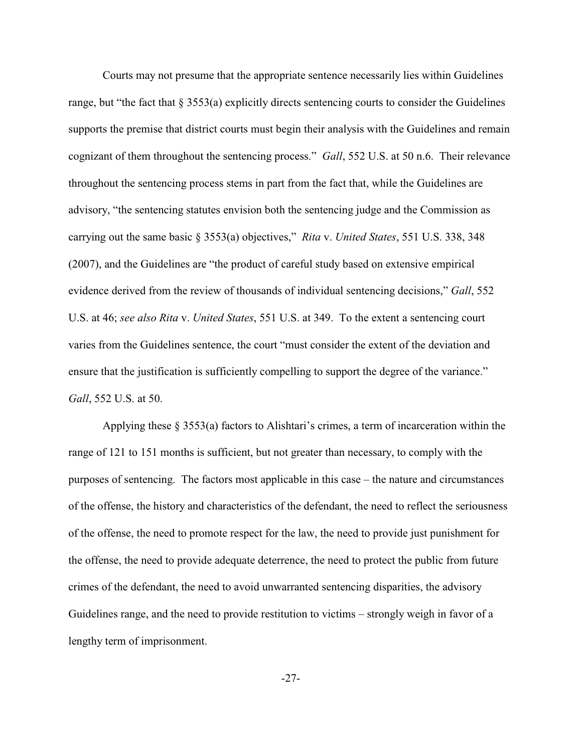Courts may not presume that the appropriate sentence necessarily lies within Guidelines range, but "the fact that § 3553(a) explicitly directs sentencing courts to consider the Guidelines supports the premise that district courts must begin their analysis with the Guidelines and remain cognizant of them throughout the sentencing process." *Gall*, 552 U.S. at 50 n.6. Their relevance throughout the sentencing process stems in part from the fact that, while the Guidelines are advisory, "the sentencing statutes envision both the sentencing judge and the Commission as carrying out the same basic § 3553(a) objectives," *Rita* v. *United States*, 551 U.S. 338, 348 (2007), and the Guidelines are "the product of careful study based on extensive empirical evidence derived from the review of thousands of individual sentencing decisions," *Gall*, 552 U.S. at 46; *see also Rita* v. *United States*, 551 U.S. at 349. To the extent a sentencing court varies from the Guidelines sentence, the court "must consider the extent of the deviation and ensure that the justification is sufficiently compelling to support the degree of the variance." *Gall*, 552 U.S. at 50.

Applying these § 3553(a) factors to Alishtari's crimes, a term of incarceration within the range of 121 to 151 months is sufficient, but not greater than necessary, to comply with the purposes of sentencing. The factors most applicable in this case – the nature and circumstances of the offense, the history and characteristics of the defendant, the need to reflect the seriousness of the offense, the need to promote respect for the law, the need to provide just punishment for the offense, the need to provide adequate deterrence, the need to protect the public from future crimes of the defendant, the need to avoid unwarranted sentencing disparities, the advisory Guidelines range, and the need to provide restitution to victims – strongly weigh in favor of a lengthy term of imprisonment.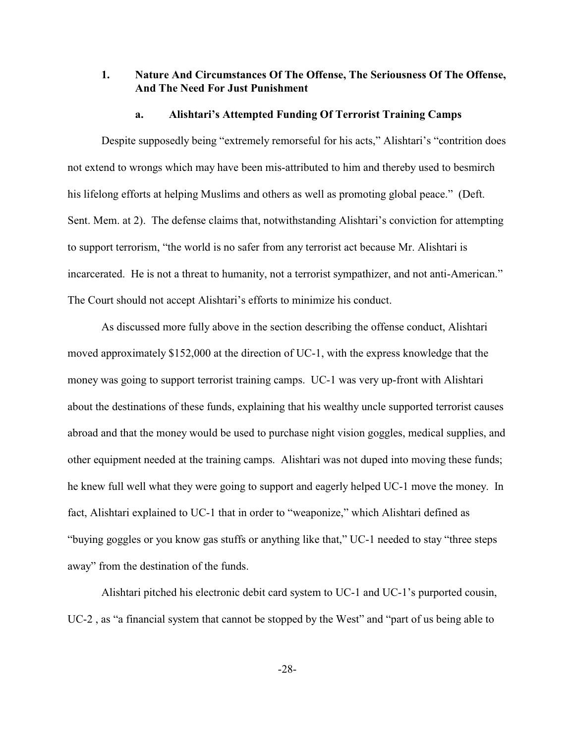### 1. Nature And Circumstances Of The Offense, The Seriousness Of The Offense, And The Need For Just Punishment

#### a. Alishtari's Attempted Funding Of Terrorist Training Camps

Despite supposedly being "extremely remorseful for his acts," Alishtari's "contrition does not extend to wrongs which may have been mis-attributed to him and thereby used to besmirch his lifelong efforts at helping Muslims and others as well as promoting global peace." (Deft. Sent. Mem. at 2). The defense claims that, notwithstanding Alishtari's conviction for attempting to support terrorism, "the world is no safer from any terrorist act because Mr. Alishtari is incarcerated. He is not a threat to humanity, not a terrorist sympathizer, and not anti-American." The Court should not accept Alishtari's efforts to minimize his conduct.

As discussed more fully above in the section describing the offense conduct, Alishtari moved approximately $152,000 at the direction of UC-1, with the express knowledge that the money was going to support terrorist training camps. UC-1 was very up-front with Alishtari about the destinations of these funds, explaining that his wealthy uncle supported terrorist causes abroad and that the money would be used to purchase night vision goggles, medical supplies, and other equipment needed at the training camps. Alishtari was not duped into moving these funds; he knew full well what they were going to support and eagerly helped UC-1 move the money. In fact, Alishtari explained to UC-1 that in order to "weaponize," which Alishtari defined as "buying goggles or you know gas stuffs or anything like that," UC-1 needed to stay "three steps away" from the destination of the funds.

Alishtari pitched his electronic debit card system to UC-1 and UC-1's purported cousin, UC-2 , as "a financial system that cannot be stopped by the West" and "part of us being able to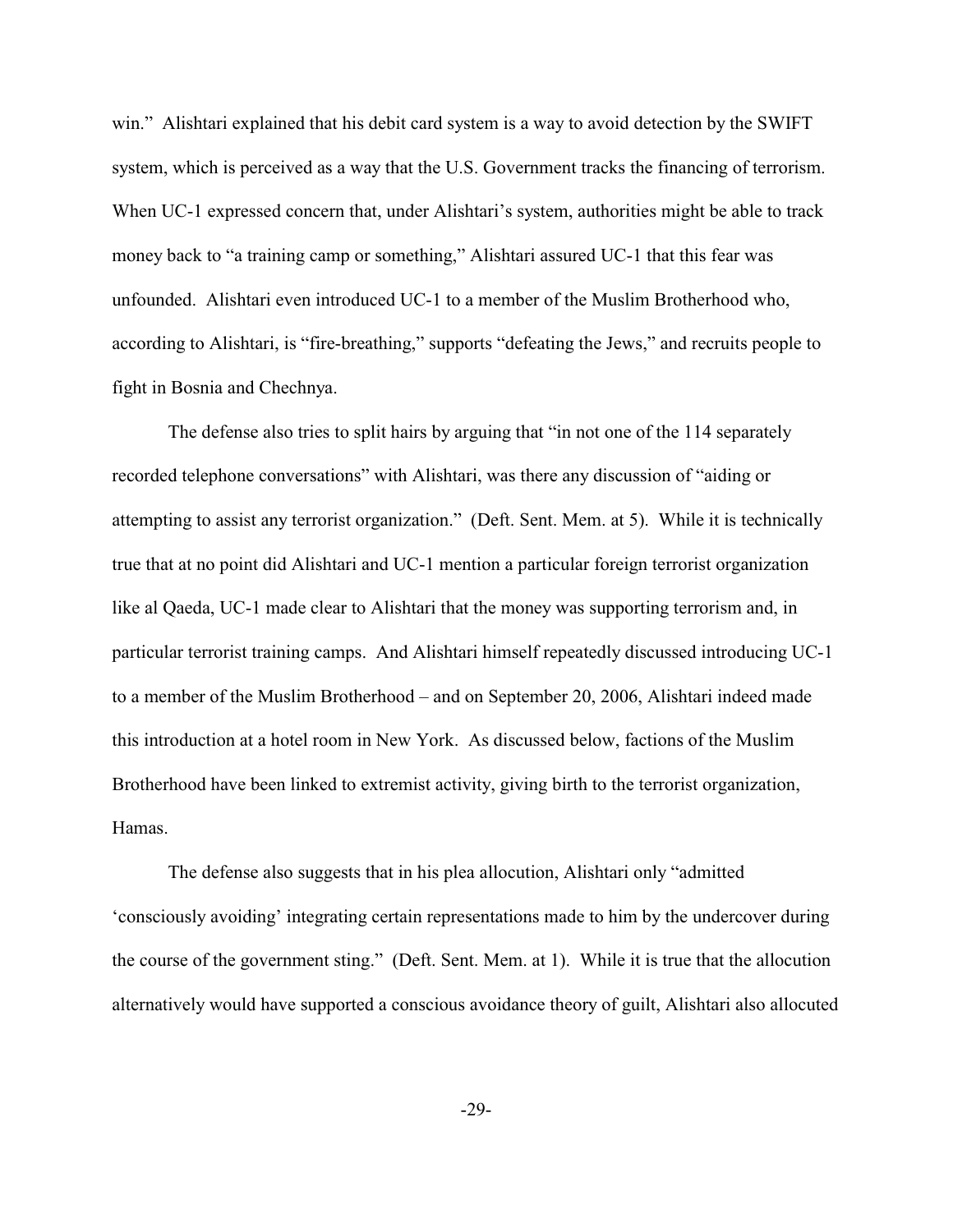win." Alishtari explained that his debit card system is a way to avoid detection by the SWIFT system, which is perceived as a way that the U.S. Government tracks the financing of terrorism. When UC-1 expressed concern that, under Alishtari's system, authorities might be able to track money back to "a training camp or something," Alishtari assured UC-1 that this fear was unfounded. Alishtari even introduced UC-1 to a member of the Muslim Brotherhood who, according to Alishtari, is "fire-breathing," supports "defeating the Jews," and recruits people to fight in Bosnia and Chechnya.

The defense also tries to split hairs by arguing that "in not one of the 114 separately recorded telephone conversations" with Alishtari, was there any discussion of "aiding or attempting to assist any terrorist organization." (Deft. Sent. Mem. at 5). While it is technically true that at no point did Alishtari and UC-1 mention a particular foreign terrorist organization like al Qaeda, UC-1 made clear to Alishtari that the money was supporting terrorism and, in particular terrorist training camps. And Alishtari himself repeatedly discussed introducing UC-1 to a member of the Muslim Brotherhood – and on September 20, 2006, Alishtari indeed made this introduction at a hotel room in New York. As discussed below, factions of the Muslim Brotherhood have been linked to extremist activity, giving birth to the terrorist organization, Hamas.

The defense also suggests that in his plea allocution, Alishtari only "admitted 'consciously avoiding' integrating certain representations made to him by the undercover during the course of the government sting." (Deft. Sent. Mem. at 1). While it is true that the allocution alternatively would have supported a conscious avoidance theory of guilt, Alishtari also allocuted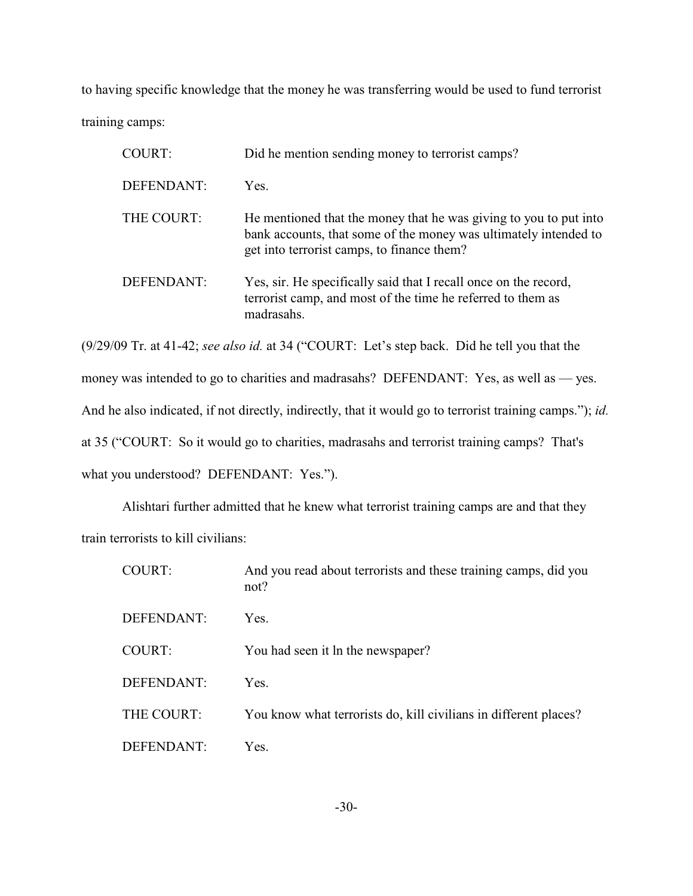to having specific knowledge that the money he was transferring would be used to fund terrorist training camps:

| | |
|---|---|
| COURT: | Did he mention sending money to terrorist camps? |
| DEFENDANT: | Yes. |
| THE COURT: | He mentioned that the money that he was giving to you to put into bank accounts, that some of the money was ultimately intended to get into terrorist camps, to finance them? |
| DEFENDANT: | Yes, sir. He specifically said that I recall once on the record, terrorist camp, and most of the time he referred to them as madrasahs. |

(9/29/09 Tr. at 41-42; *see also id.* at 34 ("COURT: Let's step back. Did he tell you that the money was intended to go to charities and madrasahs? DEFENDANT: Yes, as well as — yes. And he also indicated, if not directly, indirectly, that it would go to terrorist training camps."); *id.* at 35 ("COURT: So it would go to charities, madrasahs and terrorist training camps? That's what you understood? DEFENDANT: Yes.").

Alishtari further admitted that he knew what terrorist training camps are and that they train terrorists to kill civilians:

| | |
|---|---|
| COURT: | And you read about terrorists and these training camps, did you not? |
| DEFENDANT: | Yes. |
| COURT: | You had seen it ln the newspaper? |
| DEFENDANT: | Yes. |
| THE COURT: | You know what terrorists do, kill civilians in different places? |
| DEFENDANT: | Yes. |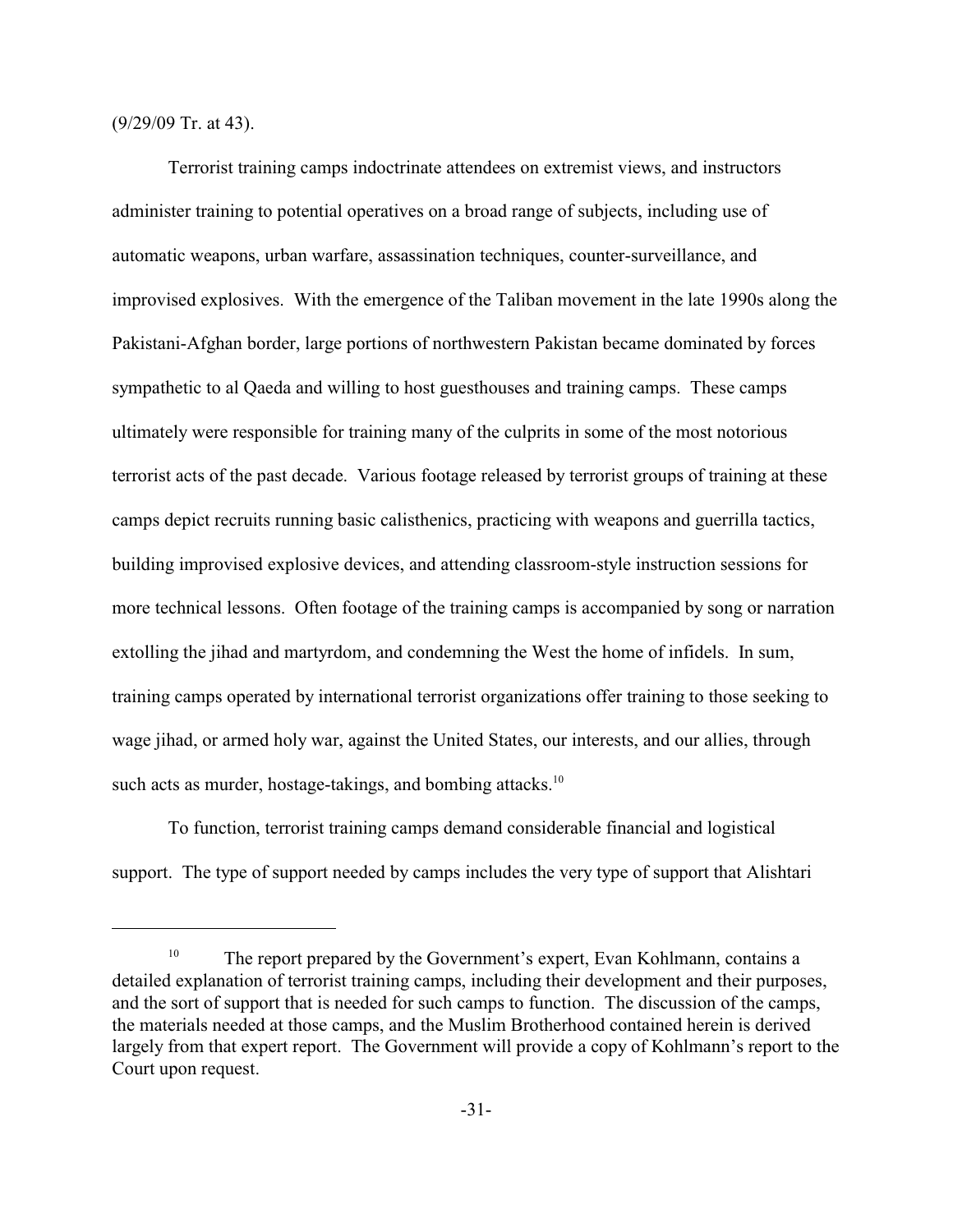(9/29/09 Tr. at 43).

Terrorist training camps indoctrinate attendees on extremist views, and instructors administer training to potential operatives on a broad range of subjects, including use of automatic weapons, urban warfare, assassination techniques, counter-surveillance, and improvised explosives. With the emergence of the Taliban movement in the late 1990s along the Pakistani-Afghan border, large portions of northwestern Pakistan became dominated by forces sympathetic to al Qaeda and willing to host guesthouses and training camps. These camps ultimately were responsible for training many of the culprits in some of the most notorious terrorist acts of the past decade. Various footage released by terrorist groups of training at these camps depict recruits running basic calisthenics, practicing with weapons and guerrilla tactics, building improvised explosive devices, and attending classroom-style instruction sessions for more technical lessons. Often footage of the training camps is accompanied by song or narration extolling the jihad and martyrdom, and condemning the West the home of infidels. In sum, training camps operated by international terrorist organizations offer training to those seeking to wage jihad, or armed holy war, against the United States, our interests, and our allies, through such acts as murder, hostage-takings, and bombing attacks.[10]

To function, terrorist training camps demand considerable financial and logistical support. The type of support needed by camps includes the very type of support that Alishtari

---

[10] The report prepared by the Government's expert, Evan Kohlmann, contains a detailed explanation of terrorist training camps, including their development and their purposes, and the sort of support that is needed for such camps to function. The discussion of the camps, the materials needed at those camps, and the Muslim Brotherhood contained herein is derived largely from that expert report. The Government will provide a copy of Kohlmann's report to the Court upon request.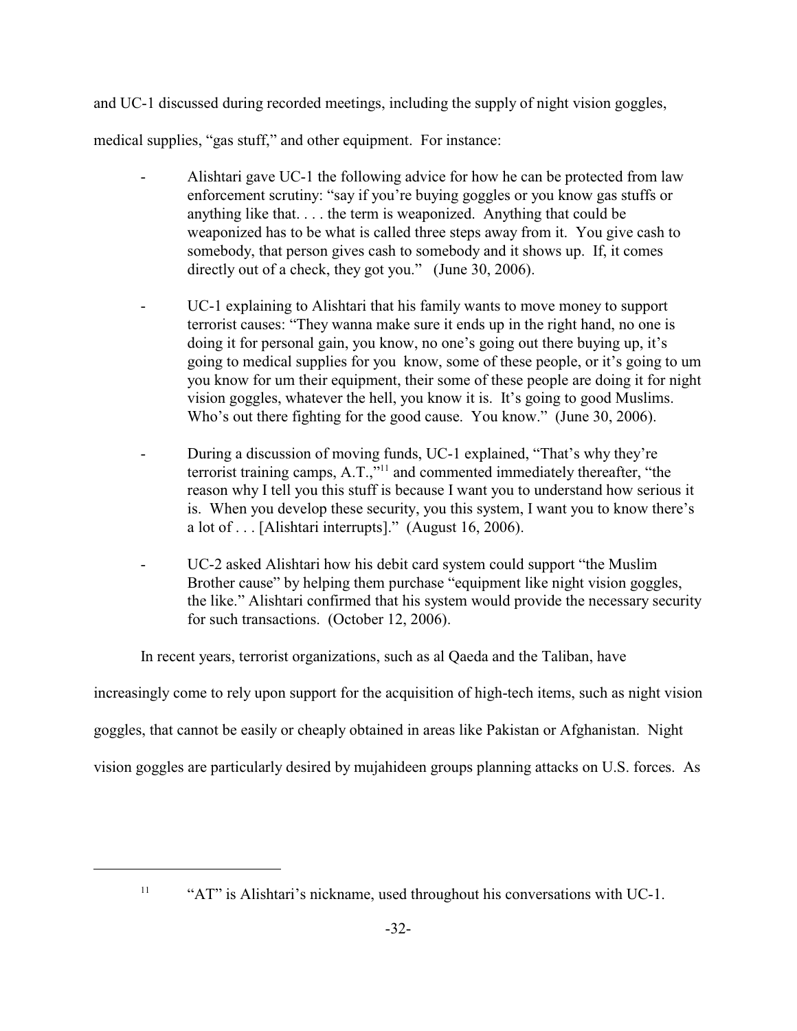and UC-1 discussed during recorded meetings, including the supply of night vision goggles, medical supplies, "gas stuff," and other equipment. For instance:

- Alishtari gave UC-1 the following advice for how he can be protected from law enforcement scrutiny: "say if you're buying goggles or you know gas stuffs or anything like that. . . . the term is weaponized. Anything that could be weaponized has to be what is called three steps away from it. You give cash to somebody, that person gives cash to somebody and it shows up. If, it comes directly out of a check, they got you." (June 30, 2006).

- UC-1 explaining to Alishtari that his family wants to move money to support terrorist causes: "They wanna make sure it ends up in the right hand, no one is doing it for personal gain, you know, no one's going out there buying up, it's going to medical supplies for you know, some of these people, or it's going to um you know for um their equipment, their some of these people are doing it for night vision goggles, whatever the hell, you know it is. It's going to good Muslims. Who's out there fighting for the good cause. You know." (June 30, 2006).

- During a discussion of moving funds, UC-1 explained, "That's why they're terrorist training camps, A.T.,"[11] and commented immediately thereafter, "the reason why I tell you this stuff is because I want you to understand how serious it is. When you develop these security, you this system, I want you to know there's a lot of . . . [Alishtari interrupts]." (August 16, 2006).

- UC-2 asked Alishtari how his debit card system could support "the Muslim Brother cause" by helping them purchase "equipment like night vision goggles, the like." Alishtari confirmed that his system would provide the necessary security for such transactions. (October 12, 2006).

In recent years, terrorist organizations, such as al Qaeda and the Taliban, have increasingly come to rely upon support for the acquisition of high-tech items, such as night vision goggles, that cannot be easily or cheaply obtained in areas like Pakistan or Afghanistan. Night vision goggles are particularly desired by mujahideen groups planning attacks on U.S. forces. As

[11] "AT" is Alishtari's nickname, used throughout his conversations with UC-1.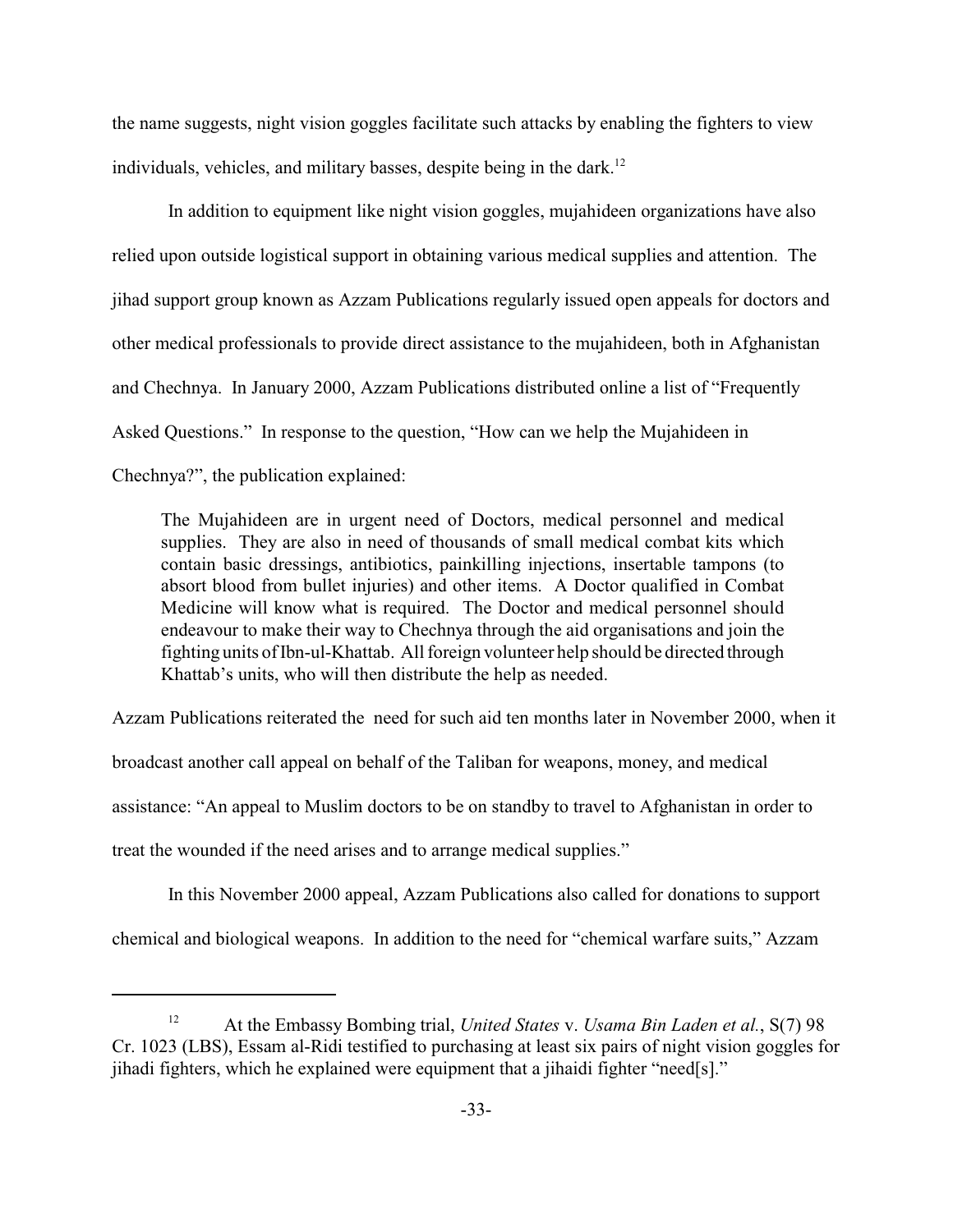the name suggests, night vision goggles facilitate such attacks by enabling the fighters to view individuals, vehicles, and military basses, despite being in the dark.[12]

In addition to equipment like night vision goggles, mujahideen organizations have also relied upon outside logistical support in obtaining various medical supplies and attention. The jihad support group known as Azzam Publications regularly issued open appeals for doctors and other medical professionals to provide direct assistance to the mujahideen, both in Afghanistan and Chechnya. In January 2000, Azzam Publications distributed online a list of "Frequently Asked Questions." In response to the question, "How can we help the Mujahideen in Chechnya?", the publication explained:

> The Mujahideen are in urgent need of Doctors, medical personnel and medical supplies. They are also in need of thousands of small medical combat kits which contain basic dressings, antibiotics, painkilling injections, insertable tampons (to absorb blood from bullet injuries) and other items. A Doctor qualified in Combat Medicine will know what is required. The Doctor and medical personnel should endeavour to make their way to Chechnya through the aid organisations and join the fighting units of Ibn-ul-Khattab. All foreign volunteer help should be directed through Khattab's units, who will then distribute the help as needed.

Azzam Publications reiterated the need for such aid ten months later in November 2000, when it broadcast another call appeal on behalf of the Taliban for weapons, money, and medical assistance: "An appeal to Muslim doctors to be on standby to travel to Afghanistan in order to treat the wounded if the need arises and to arrange medical supplies."

In this November 2000 appeal, Azzam Publications also called for donations to support chemical and biological weapons. In addition to the need for "chemical warfare suits," Azzam

---

[12] At the Embassy Bombing trial, *United States* v. *Usama Bin Laden et al.*, S(7) 98 Cr. 1023 (LBS), Essam al-Ridi testified to purchasing at least six pairs of night vision goggles for jihadi fighters, which he explained were equipment that a jihaidi fighter "need[s]."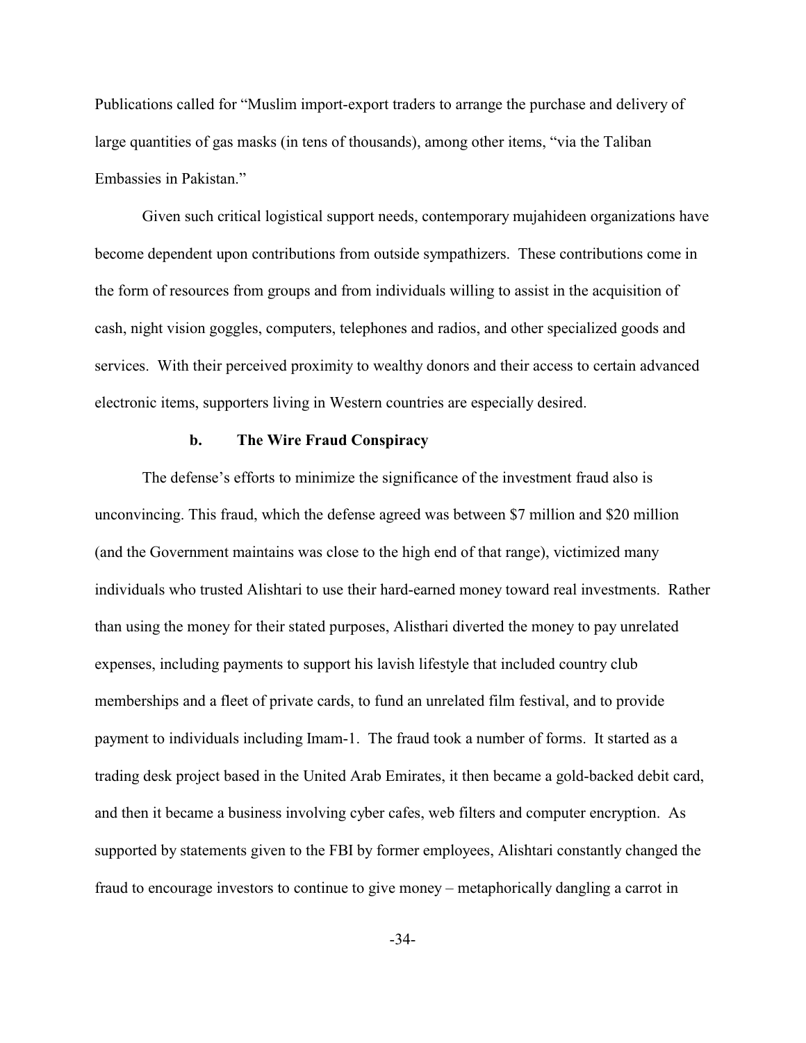Publications called for "Muslim import-export traders to arrange the purchase and delivery of large quantities of gas masks (in tens of thousands), among other items, "via the Taliban Embassies in Pakistan."

Given such critical logistical support needs, contemporary mujahideen organizations have become dependent upon contributions from outside sympathizers. These contributions come in the form of resources from groups and from individuals willing to assist in the acquisition of cash, night vision goggles, computers, telephones and radios, and other specialized goods and services. With their perceived proximity to wealthy donors and their access to certain advanced electronic items, supporters living in Western countries are especially desired.

### b. The Wire Fraud Conspiracy

The defense's efforts to minimize the significance of the investment fraud also is unconvincing. This fraud, which the defense agreed was between $7 million and $20 million (and the Government maintains was close to the high end of that range), victimized many individuals who trusted Alishtari to use their hard-earned money toward real investments. Rather than using the money for their stated purposes, Alisthari diverted the money to pay unrelated expenses, including payments to support his lavish lifestyle that included country club memberships and a fleet of private cards, to fund an unrelated film festival, and to provide payment to individuals including Imam-1. The fraud took a number of forms. It started as a trading desk project based in the United Arab Emirates, it then became a gold-backed debit card, and then it became a business involving cyber cafes, web filters and computer encryption. As supported by statements given to the FBI by former employees, Alishtari constantly changed the fraud to encourage investors to continue to give money – metaphorically dangling a carrot in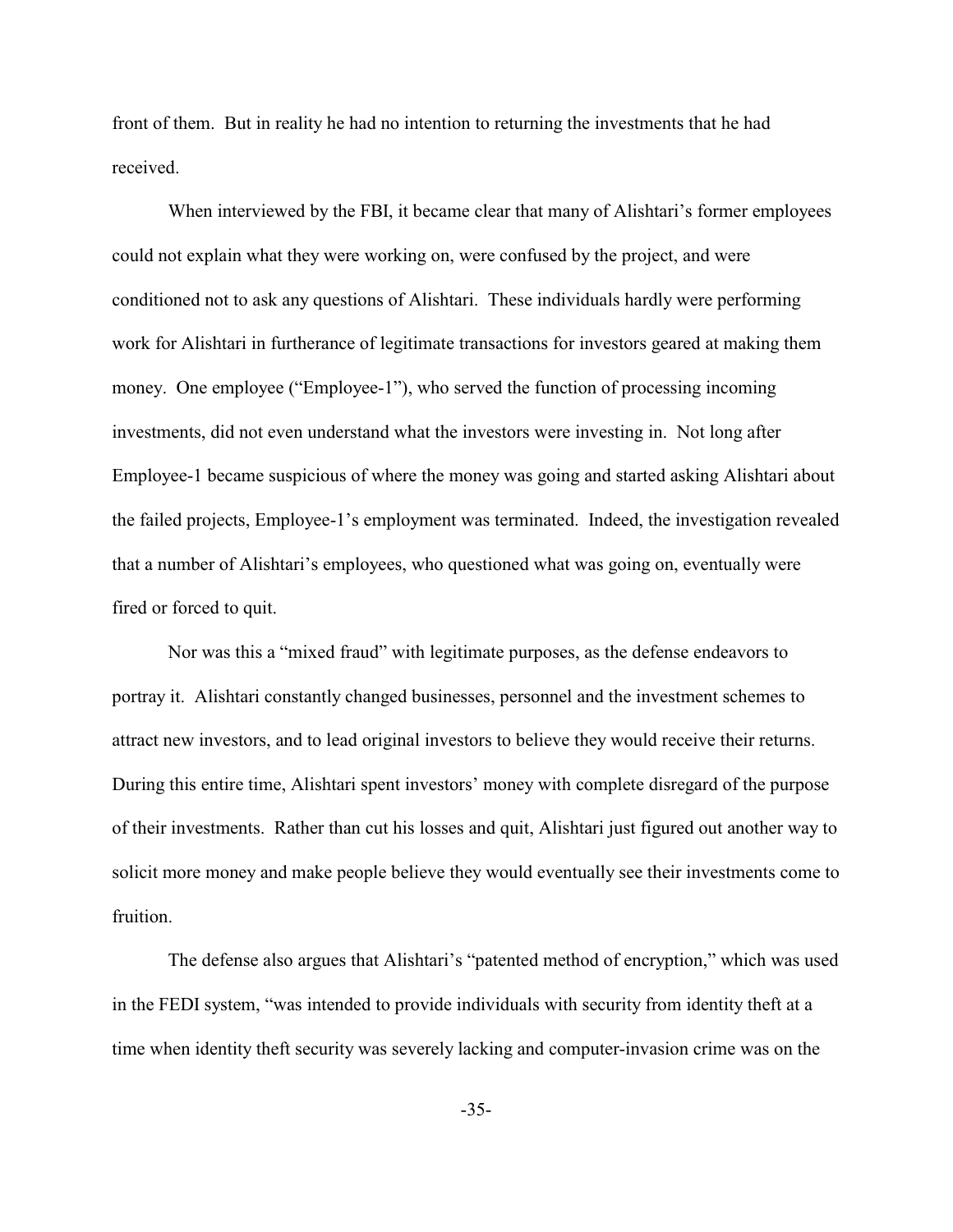front of them. But in reality he had no intention to returning the investments that he had received.

When interviewed by the FBI, it became clear that many of Alishtari's former employees could not explain what they were working on, were confused by the project, and were conditioned not to ask any questions of Alishtari. These individuals hardly were performing work for Alishtari in furtherance of legitimate transactions for investors geared at making them money. One employee ("Employee-1"), who served the function of processing incoming investments, did not even understand what the investors were investing in. Not long after Employee-1 became suspicious of where the money was going and started asking Alishtari about the failed projects, Employee-1's employment was terminated. Indeed, the investigation revealed that a number of Alishtari's employees, who questioned what was going on, eventually were fired or forced to quit.

Nor was this a "mixed fraud" with legitimate purposes, as the defense endeavors to portray it. Alishtari constantly changed businesses, personnel and the investment schemes to attract new investors, and to lead original investors to believe they would receive their returns. During this entire time, Alishtari spent investors' money with complete disregard of the purpose of their investments. Rather than cut his losses and quit, Alishtari just figured out another way to solicit more money and make people believe they would eventually see their investments come to fruition.

The defense also argues that Alishtari's "patented method of encryption," which was used in the FEDI system, "was intended to provide individuals with security from identity theft at a time when identity theft security was severely lacking and computer-invasion crime was on the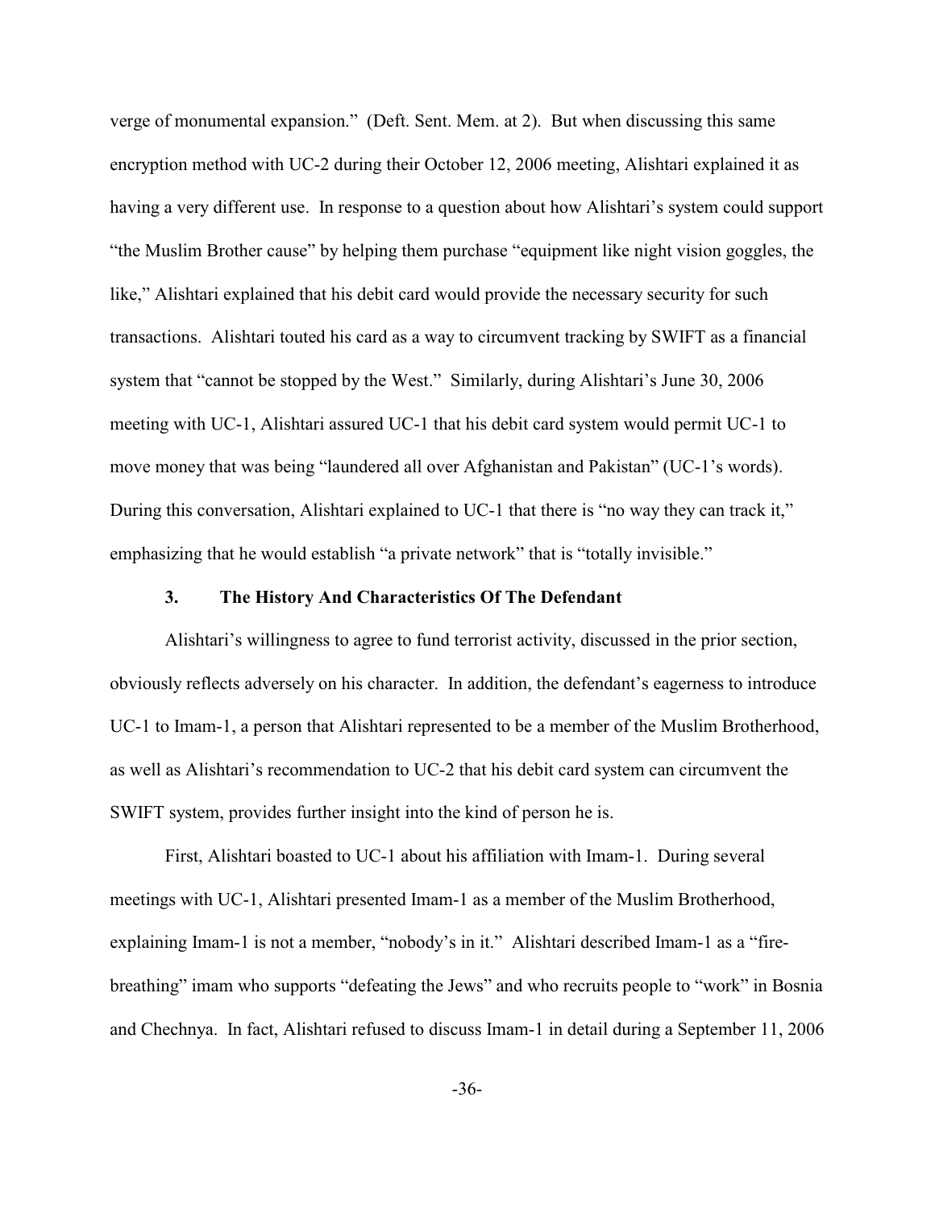verge of monumental expansion." (Deft. Sent. Mem. at 2). But when discussing this same encryption method with UC-2 during their October 12, 2006 meeting, Alishtari explained it as having a very different use. In response to a question about how Alishtari's system could support "the Muslim Brother cause" by helping them purchase "equipment like night vision goggles, the like," Alishtari explained that his debit card would provide the necessary security for such transactions. Alishtari touted his card as a way to circumvent tracking by SWIFT as a financial system that "cannot be stopped by the West." Similarly, during Alishtari's June 30, 2006 meeting with UC-1, Alishtari assured UC-1 that his debit card system would permit UC-1 to move money that was being "laundered all over Afghanistan and Pakistan" (UC-1's words). During this conversation, Alishtari explained to UC-1 that there is "no way they can track it," emphasizing that he would establish "a private network" that is "totally invisible."

### 3. The History And Characteristics Of The Defendant

Alishtari's willingness to agree to fund terrorist activity, discussed in the prior section, obviously reflects adversely on his character. In addition, the defendant's eagerness to introduce UC-1 to Imam-1, a person that Alishtari represented to be a member of the Muslim Brotherhood, as well as Alishtari's recommendation to UC-2 that his debit card system can circumvent the SWIFT system, provides further insight into the kind of person he is.

First, Alishtari boasted to UC-1 about his affiliation with Imam-1. During several meetings with UC-1, Alishtari presented Imam-1 as a member of the Muslim Brotherhood, explaining Imam-1 is not a member, "nobody's in it." Alishtari described Imam-1 as a "fire-breathing" imam who supports "defeating the Jews" and who recruits people to "work" in Bosnia and Chechnya. In fact, Alishtari refused to discuss Imam-1 in detail during a September 11, 2006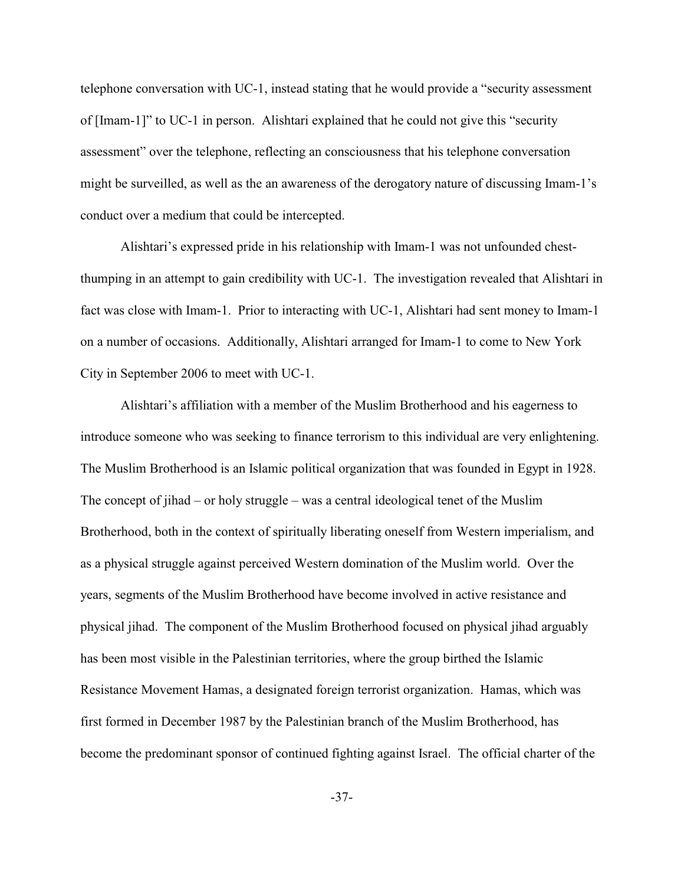telephone conversation with UC-1, instead stating that he would provide a "security assessment of [Imam-1]" to UC-1 in person. Alishtari explained that he could not give this "security assessment" over the telephone, reflecting an consciousness that his telephone conversation might be surveilled, as well as the an awareness of the derogatory nature of discussing Imam-1's conduct over a medium that could be intercepted.

Alishtari's expressed pride in his relationship with Imam-1 was not unfounded chest-thumping in an attempt to gain credibility with UC-1. The investigation revealed that Alishtari in fact was close with Imam-1. Prior to interacting with UC-1, Alishtari had sent money to Imam-1 on a number of occasions. Additionally, Alishtari arranged for Imam-1 to come to New York City in September 2006 to meet with UC-1.

Alishtari's affiliation with a member of the Muslim Brotherhood and his eagerness to introduce someone who was seeking to finance terrorism to this individual are very enlightening. The Muslim Brotherhood is an Islamic political organization that was founded in Egypt in 1928. The concept of jihad – or holy struggle – was a central ideological tenet of the Muslim Brotherhood, both in the context of spiritually liberating oneself from Western imperialism, and as a physical struggle against perceived Western domination of the Muslim world. Over the years, segments of the Muslim Brotherhood have become involved in active resistance and physical jihad. The component of the Muslim Brotherhood focused on physical jihad arguably has been most visible in the Palestinian territories, where the group birthed the Islamic Resistance Movement Hamas, a designated foreign terrorist organization. Hamas, which was first formed in December 1987 by the Palestinian branch of the Muslim Brotherhood, has become the predominant sponsor of continued fighting against Israel. The official charter of the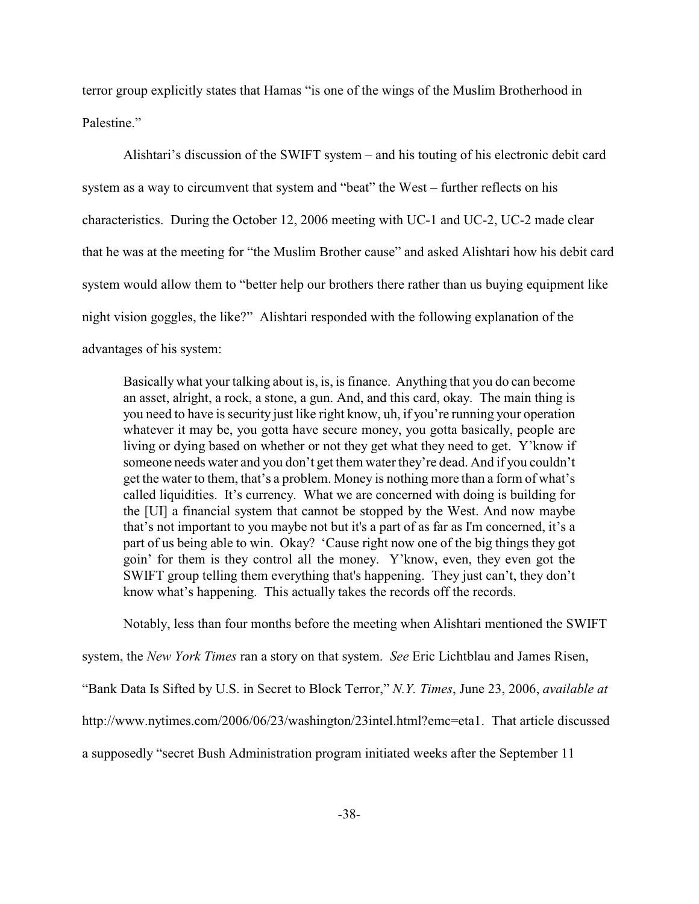terror group explicitly states that Hamas "is one of the wings of the Muslim Brotherhood in Palestine."

Alishtari's discussion of the SWIFT system – and his touting of his electronic debit card system as a way to circumvent that system and "beat" the West – further reflects on his characteristics. During the October 12, 2006 meeting with UC-1 and UC-2, UC-2 made clear that he was at the meeting for "the Muslim Brother cause" and asked Alishtari how his debit card system would allow them to "better help our brothers there rather than us buying equipment like night vision goggles, the like?" Alishtari responded with the following explanation of the advantages of his system:

> Basically what your talking about is, is, is finance. Anything that you do can become an asset, alright, a rock, a stone, a gun. And, and this card, okay. The main thing is you need to have is security just like right know, uh, if you're running your operation whatever it may be, you gotta have secure money, you gotta basically, people are living or dying based on whether or not they get what they need to get. Y'know if someone needs water and you don't get them water they're dead. And if you couldn't get the water to them, that's a problem. Money is nothing more than a form of what's called liquidities. It's currency. What we are concerned with doing is building for the [UI] a financial system that cannot be stopped by the West. And now maybe that's not important to you maybe not but it's a part of as far as I'm concerned, it's a part of us being able to win. Okay? 'Cause right now one of the big things they got goin' for them is they control all the money. Y'know, even, they even got the SWIFT group telling them everything that's happening. They just can't, they don't know what's happening. This actually takes the records off the records.

Notably, less than four months before the meeting when Alishtari mentioned the SWIFT system, the *New York Times* ran a story on that system. *See* Eric Lichtblau and James Risen, "Bank Data Is Sifted by U.S. in Secret to Block Terror," *N.Y. Times*, June 23, 2006, *available at* http://www.nytimes.com/2006/06/23/washington/23intel.html?emc=eta1. That article discussed a supposedly "secret Bush Administration program initiated weeks after the September 11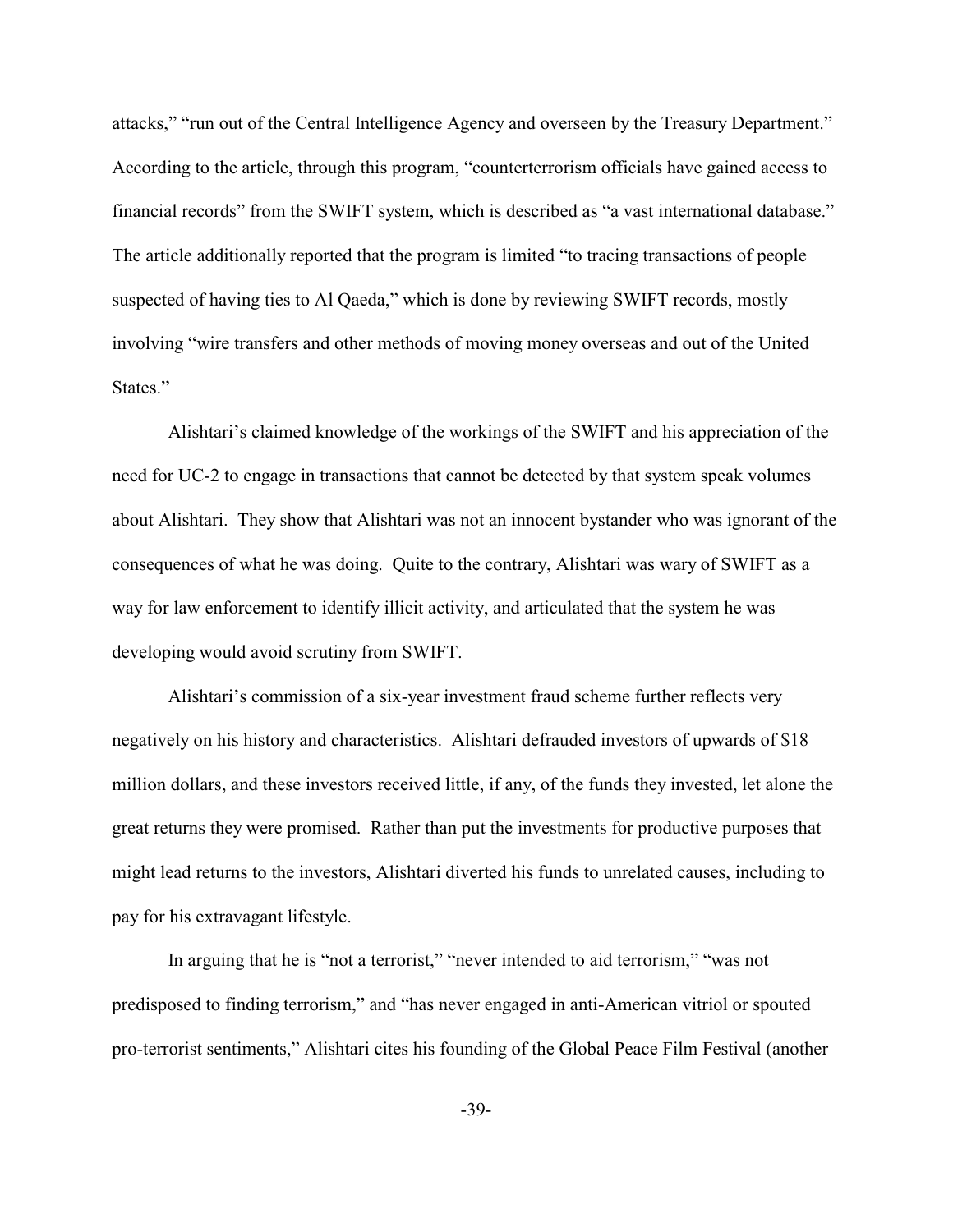attacks," "run out of the Central Intelligence Agency and overseen by the Treasury Department." According to the article, through this program, "counterterrorism officials have gained access to financial records" from the SWIFT system, which is described as "a vast international database." The article additionally reported that the program is limited "to tracing transactions of people suspected of having ties to Al Qaeda," which is done by reviewing SWIFT records, mostly involving "wire transfers and other methods of moving money overseas and out of the United States."

Alishtari's claimed knowledge of the workings of the SWIFT and his appreciation of the need for UC-2 to engage in transactions that cannot be detected by that system speak volumes about Alishtari. They show that Alishtari was not an innocent bystander who was ignorant of the consequences of what he was doing. Quite to the contrary, Alishtari was wary of SWIFT as a way for law enforcement to identify illicit activity, and articulated that the system he was developing would avoid scrutiny from SWIFT.

Alishtari's commission of a six-year investment fraud scheme further reflects very negatively on his history and characteristics. Alishtari defrauded investors of upwards of $18 million dollars, and these investors received little, if any, of the funds they invested, let alone the great returns they were promised. Rather than put the investments for productive purposes that might lead returns to the investors, Alishtari diverted his funds to unrelated causes, including to pay for his extravagant lifestyle.

In arguing that he is "not a terrorist," "never intended to aid terrorism," "was not predisposed to finding terrorism," and "has never engaged in anti-American vitriol or spouted pro-terrorist sentiments," Alishtari cites his founding of the Global Peace Film Festival (another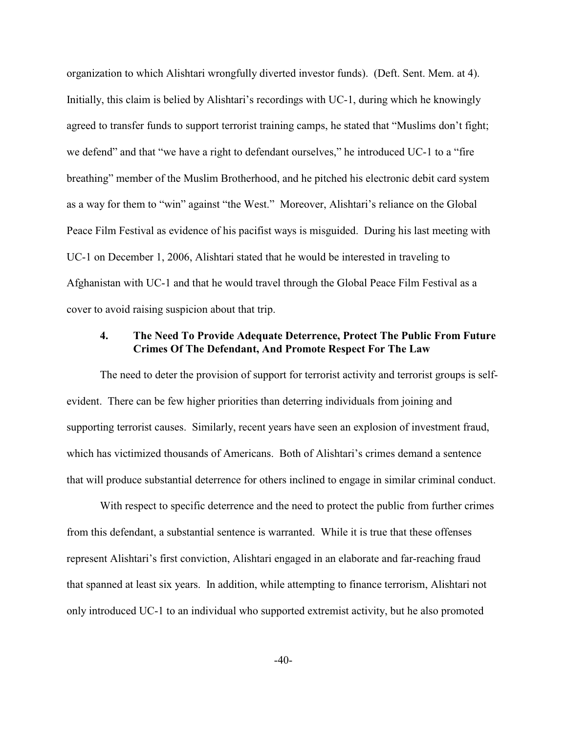organization to which Alishtari wrongfully diverted investor funds). (Deft. Sent. Mem. at 4). Initially, this claim is belied by Alishtari's recordings with UC-1, during which he knowingly agreed to transfer funds to support terrorist training camps, he stated that "Muslims don't fight; we defend" and that "we have a right to defendant ourselves," he introduced UC-1 to a "fire breathing" member of the Muslim Brotherhood, and he pitched his electronic debit card system as a way for them to "win" against "the West." Moreover, Alishtari's reliance on the Global Peace Film Festival as evidence of his pacifist ways is misguided. During his last meeting with UC-1 on December 1, 2006, Alishtari stated that he would be interested in traveling to Afghanistan with UC-1 and that he would travel through the Global Peace Film Festival as a cover to avoid raising suspicion about that trip.

#### 4. The Need To Provide Adequate Deterrence, Protect The Public From Future Crimes Of The Defendant, And Promote Respect For The Law

The need to deter the provision of support for terrorist activity and terrorist groups is self-evident. There can be few higher priorities than deterring individuals from joining and supporting terrorist causes. Similarly, recent years have seen an explosion of investment fraud, which has victimized thousands of Americans. Both of Alishtari's crimes demand a sentence that will produce substantial deterrence for others inclined to engage in similar criminal conduct.

With respect to specific deterrence and the need to protect the public from further crimes from this defendant, a substantial sentence is warranted. While it is true that these offenses represent Alishtari's first conviction, Alishtari engaged in an elaborate and far-reaching fraud that spanned at least six years. In addition, while attempting to finance terrorism, Alishtari not only introduced UC-1 to an individual who supported extremist activity, but he also promoted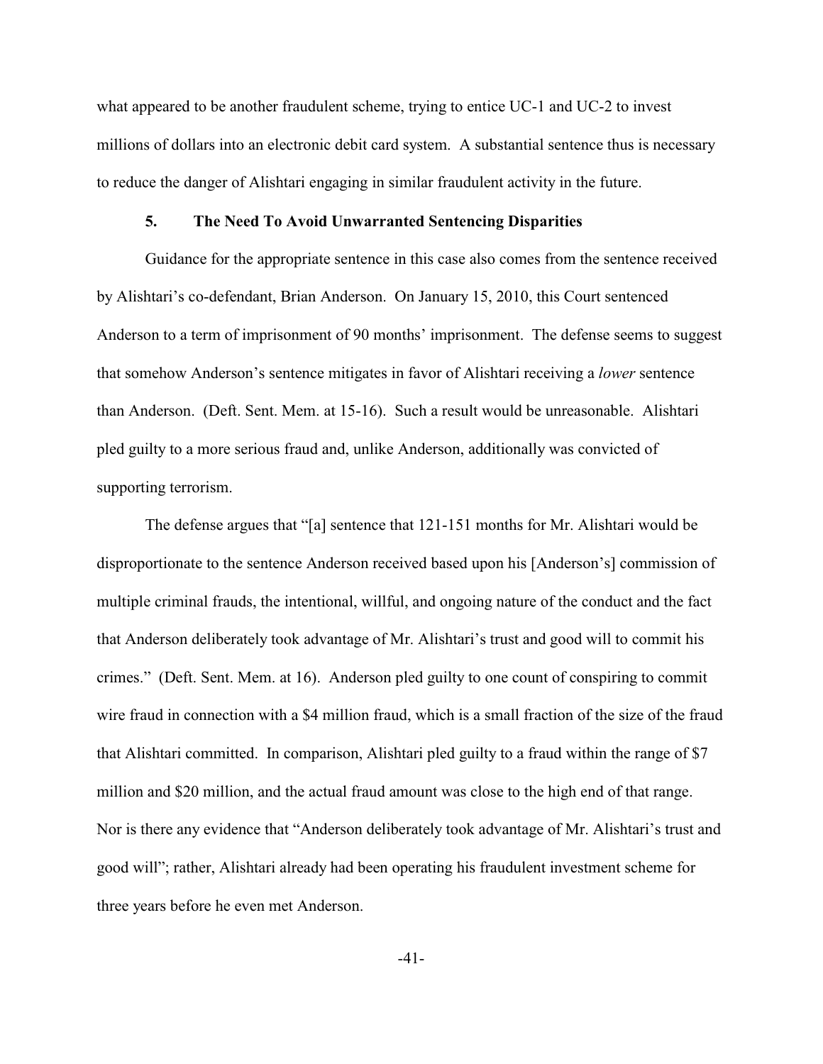what appeared to be another fraudulent scheme, trying to entice UC-1 and UC-2 to invest millions of dollars into an electronic debit card system. A substantial sentence thus is necessary to reduce the danger of Alishtari engaging in similar fraudulent activity in the future.

### 5. The Need To Avoid Unwarranted Sentencing Disparities

Guidance for the appropriate sentence in this case also comes from the sentence received by Alishtari's co-defendant, Brian Anderson. On January 15, 2010, this Court sentenced Anderson to a term of imprisonment of 90 months' imprisonment. The defense seems to suggest that somehow Anderson's sentence mitigates in favor of Alishtari receiving a *lower* sentence than Anderson. (Deft. Sent. Mem. at 15-16). Such a result would be unreasonable. Alishtari pled guilty to a more serious fraud and, unlike Anderson, additionally was convicted of supporting terrorism.

The defense argues that "[a] sentence that 121-151 months for Mr. Alishtari would be disproportionate to the sentence Anderson received based upon his [Anderson's] commission of multiple criminal frauds, the intentional, willful, and ongoing nature of the conduct and the fact that Anderson deliberately took advantage of Mr. Alishtari's trust and good will to commit his crimes." (Deft. Sent. Mem. at 16). Anderson pled guilty to one count of conspiring to commit wire fraud in connection with a $4 million fraud, which is a small fraction of the size of the fraud that Alishtari committed. In comparison, Alishtari pled guilty to a fraud within the range of $7 million and $20 million, and the actual fraud amount was close to the high end of that range. Nor is there any evidence that "Anderson deliberately took advantage of Mr. Alishtari's trust and good will"; rather, Alishtari already had been operating his fraudulent investment scheme for three years before he even met Anderson.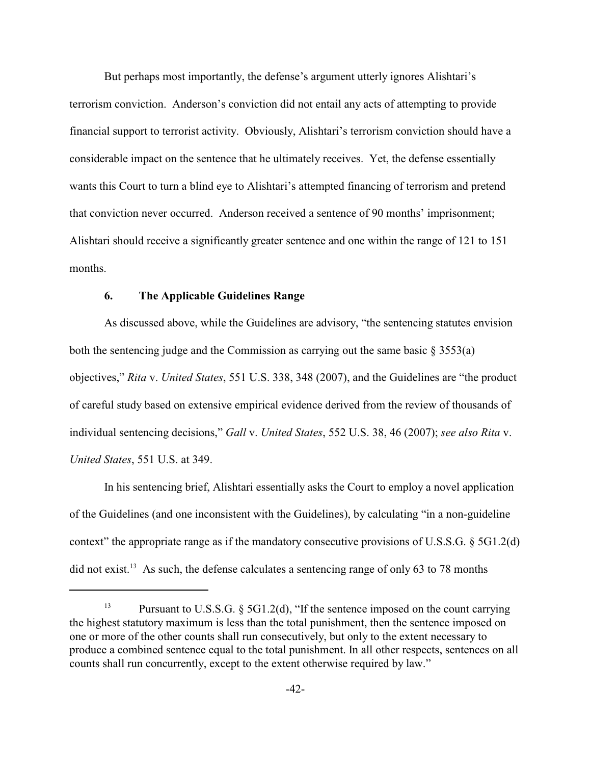But perhaps most importantly, the defense's argument utterly ignores Alishtari's terrorism conviction. Anderson's conviction did not entail any acts of attempting to provide financial support to terrorist activity. Obviously, Alishtari's terrorism conviction should have a considerable impact on the sentence that he ultimately receives. Yet, the defense essentially wants this Court to turn a blind eye to Alishtari's attempted financing of terrorism and pretend that conviction never occurred. Anderson received a sentence of 90 months' imprisonment; Alishtari should receive a significantly greater sentence and one within the range of 121 to 151 months.

### 6. The Applicable Guidelines Range

As discussed above, while the Guidelines are advisory, "the sentencing statutes envision both the sentencing judge and the Commission as carrying out the same basic § 3553(a) objectives," *Rita* v. *United States*, 551 U.S. 338, 348 (2007), and the Guidelines are "the product of careful study based on extensive empirical evidence derived from the review of thousands of individual sentencing decisions," *Gall* v. *United States*, 552 U.S. 38, 46 (2007); *see also Rita* v. *United States*, 551 U.S. at 349.

In his sentencing brief, Alishtari essentially asks the Court to employ a novel application of the Guidelines (and one inconsistent with the Guidelines), by calculating "in a non-guideline context" the appropriate range as if the mandatory consecutive provisions of U.S.S.G. § 5G1.2(d) did not exist.[13] As such, the defense calculates a sentencing range of only 63 to 78 months

---

[13] Pursuant to U.S.S.G. § 5G1.2(d), "If the sentence imposed on the count carrying the highest statutory maximum is less than the total punishment, then the sentence imposed on one or more of the other counts shall run consecutively, but only to the extent necessary to produce a combined sentence equal to the total punishment. In all other respects, sentences on all counts shall run concurrently, except to the extent otherwise required by law."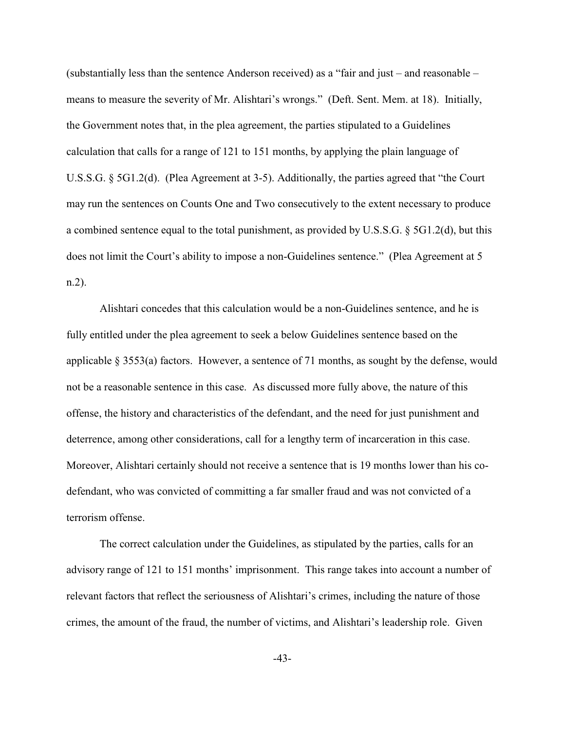(substantially less than the sentence Anderson received) as a "fair and just – and reasonable – means to measure the severity of Mr. Alishtari's wrongs." (Deft. Sent. Mem. at 18). Initially, the Government notes that, in the plea agreement, the parties stipulated to a Guidelines calculation that calls for a range of 121 to 151 months, by applying the plain language of U.S.S.G. § 5G1.2(d). (Plea Agreement at 3-5). Additionally, the parties agreed that "the Court may run the sentences on Counts One and Two consecutively to the extent necessary to produce a combined sentence equal to the total punishment, as provided by U.S.S.G. § 5G1.2(d), but this does not limit the Court's ability to impose a non-Guidelines sentence." (Plea Agreement at 5 n.2).

Alishtari concedes that this calculation would be a non-Guidelines sentence, and he is fully entitled under the plea agreement to seek a below Guidelines sentence based on the applicable § 3553(a) factors. However, a sentence of 71 months, as sought by the defense, would not be a reasonable sentence in this case. As discussed more fully above, the nature of this offense, the history and characteristics of the defendant, and the need for just punishment and deterrence, among other considerations, call for a lengthy term of incarceration in this case. Moreover, Alishtari certainly should not receive a sentence that is 19 months lower than his co-defendant, who was convicted of committing a far smaller fraud and was not convicted of a terrorism offense.

The correct calculation under the Guidelines, as stipulated by the parties, calls for an advisory range of 121 to 151 months' imprisonment. This range takes into account a number of relevant factors that reflect the seriousness of Alishtari's crimes, including the nature of those crimes, the amount of the fraud, the number of victims, and Alishtari's leadership role. Given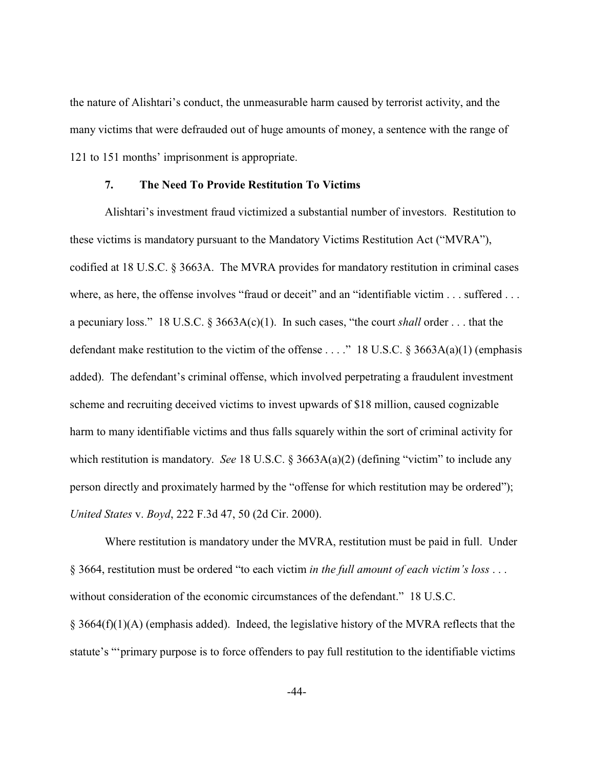the nature of Alishtari's conduct, the unmeasurable harm caused by terrorist activity, and the many victims that were defrauded out of huge amounts of money, a sentence with the range of 121 to 151 months' imprisonment is appropriate.

### 7. The Need To Provide Restitution To Victims

Alishtari's investment fraud victimized a substantial number of investors. Restitution to these victims is mandatory pursuant to the Mandatory Victims Restitution Act ("MVRA"), codified at 18 U.S.C. § 3663A. The MVRA provides for mandatory restitution in criminal cases where, as here, the offense involves "fraud or deceit" and an "identifiable victim . . . suffered . . . a pecuniary loss." 18 U.S.C. § 3663A(c)(1). In such cases, "the court *shall* order . . . that the defendant make restitution to the victim of the offense . . . ." 18 U.S.C. § 3663A(a)(1) (emphasis added). The defendant's criminal offense, which involved perpetrating a fraudulent investment scheme and recruiting deceived victims to invest upwards of $18 million, caused cognizable harm to many identifiable victims and thus falls squarely within the sort of criminal activity for which restitution is mandatory. *See* 18 U.S.C. § 3663A(a)(2) (defining "victim" to include any person directly and proximately harmed by the "offense for which restitution may be ordered"); *United States* v. *Boyd*, 222 F.3d 47, 50 (2d Cir. 2000).

Where restitution is mandatory under the MVRA, restitution must be paid in full. Under § 3664, restitution must be ordered "to each victim *in the full amount of each victim's loss* . . . without consideration of the economic circumstances of the defendant." 18 U.S.C. § 3664(f)(1)(A) (emphasis added). Indeed, the legislative history of the MVRA reflects that the statute's "'primary purpose is to force offenders to pay full restitution to the identifiable victims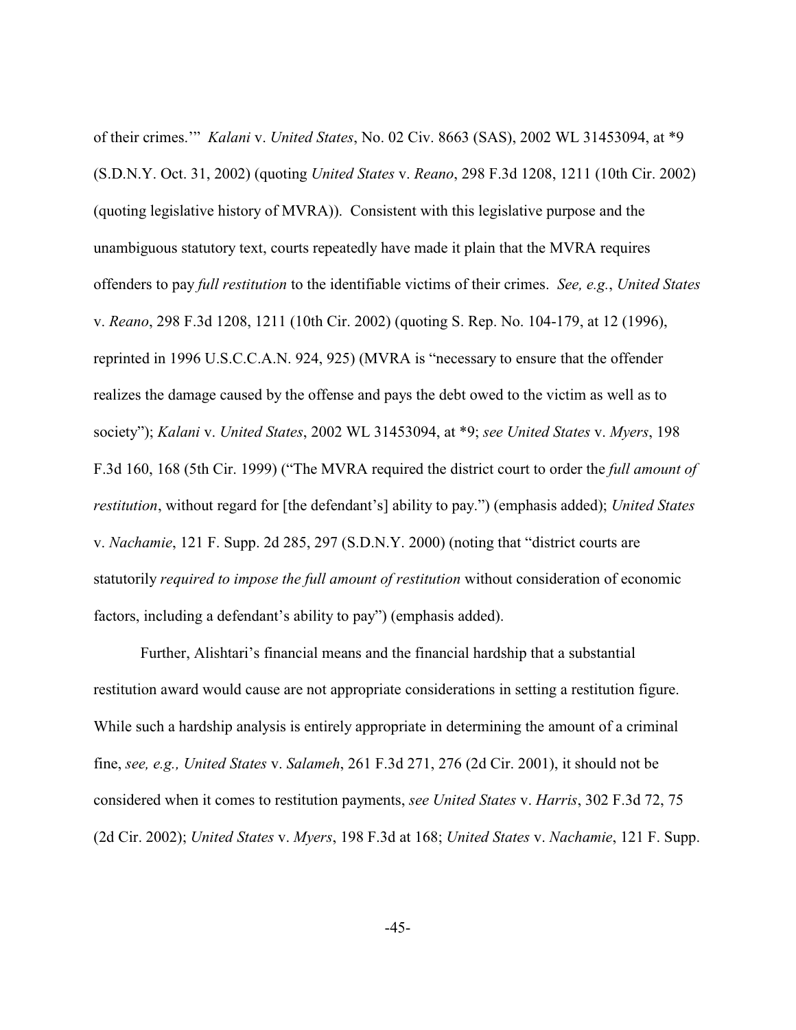of their crimes.'" *Kalani* v. *United States*, No. 02 Civ. 8663 (SAS), 2002 WL 31453094, at *9 (S.D.N.Y. Oct. 31, 2002) (quoting *United States* v. *Reano*, 298 F.3d 1208, 1211 (10th Cir. 2002) (quoting legislative history of MVRA)). Consistent with this legislative purpose and the unambiguous statutory text, courts repeatedly have made it plain that the MVRA requires offenders to pay *full restitution* to the identifiable victims of their crimes. *See, e.g.*, *United States* v. *Reano*, 298 F.3d 1208, 1211 (10th Cir. 2002) (quoting S. Rep. No. 104-179, at 12 (1996), reprinted in 1996 U.S.C.C.A.N. 924, 925) (MVRA is "necessary to ensure that the offender realizes the damage caused by the offense and pays the debt owed to the victim as well as to society"); *Kalani* v. *United States*, 2002 WL 31453094, at *9; *see United States* v. *Myers*, 198 F.3d 160, 168 (5th Cir. 1999) ("The MVRA required the district court to order the *full amount of restitution*, without regard for [the defendant's] ability to pay.") (emphasis added); *United States* v. *Nachamie*, 121 F. Supp. 2d 285, 297 (S.D.N.Y. 2000) (noting that "district courts are statutorily *required to impose the full amount of restitution* without consideration of economic factors, including a defendant's ability to pay") (emphasis added).

Further, Alishtari's financial means and the financial hardship that a substantial restitution award would cause are not appropriate considerations in setting a restitution figure. While such a hardship analysis is entirely appropriate in determining the amount of a criminal fine, *see, e.g., United States* v. *Salameh*, 261 F.3d 271, 276 (2d Cir. 2001), it should not be considered when it comes to restitution payments, *see United States* v. *Harris*, 302 F.3d 72, 75 (2d Cir. 2002); *United States* v. *Myers*, 198 F.3d at 168; *United States* v. *Nachamie*, 121 F. Supp.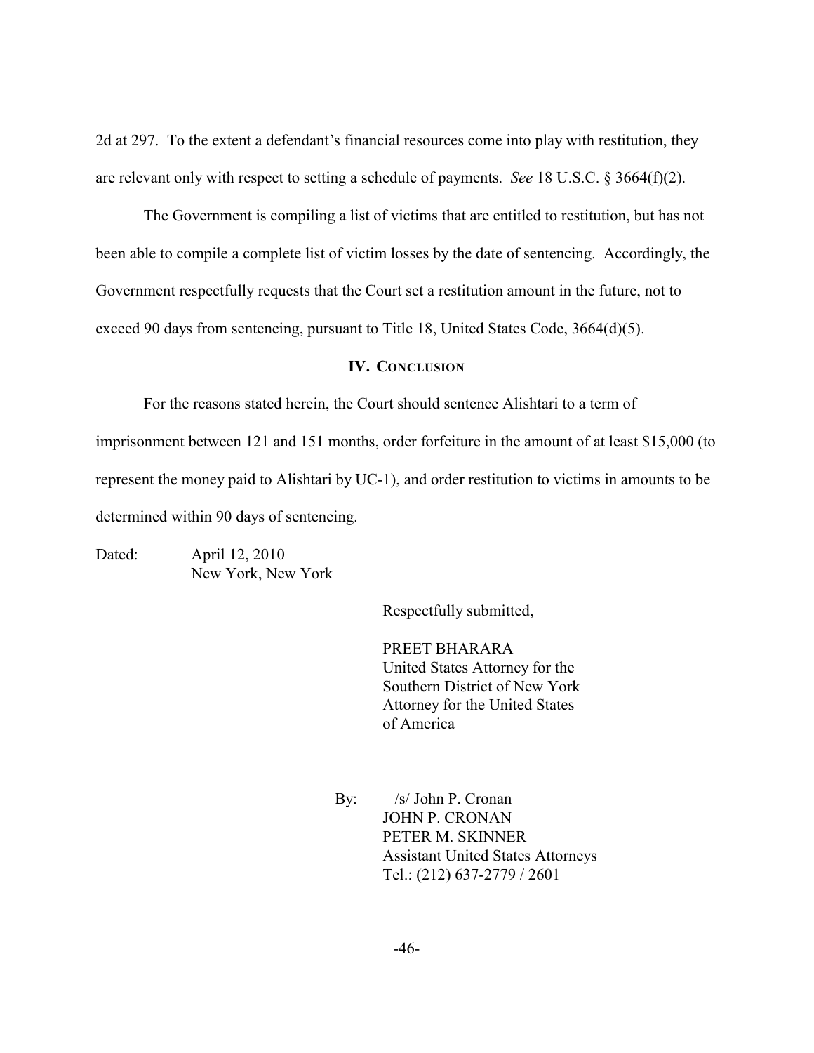2d at 297. To the extent a defendant's financial resources come into play with restitution, they are relevant only with respect to setting a schedule of payments. *See* 18 U.S.C. § 3664(f)(2).

The Government is compiling a list of victims that are entitled to restitution, but has not been able to compile a complete list of victim losses by the date of sentencing. Accordingly, the Government respectfully requests that the Court set a restitution amount in the future, not to exceed 90 days from sentencing, pursuant to Title 18, United States Code, 3664(d)(5).

## IV. CONCLUSION

For the reasons stated herein, the Court should sentence Alishtari to a term of imprisonment between 121 and 151 months, order forfeiture in the amount of at least $15,000 (to represent the money paid to Alishtari by UC-1), and order restitution to victims in amounts to be determined within 90 days of sentencing.

Dated: April 12, 2010
New York, New York

Respectfully submitted,

PREET BHARARA
United States Attorney for the
Southern District of New York
Attorney for the United States
of America

By: /s/ John P. Cronan
JOHN P. CRONAN
PETER M. SKINNER
Assistant United States Attorneys
Tel.: (212) 637-2779 / 2601